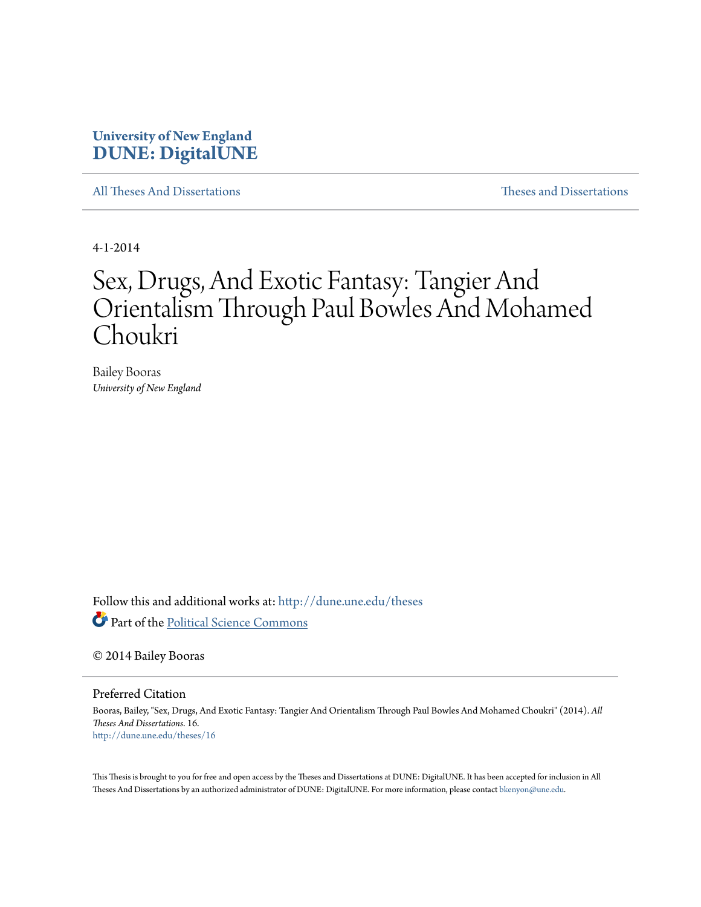University of New England
**DUNE: DigitalUNE**

All Theses And Dissertations | Theses and Dissertations

4-1-2014

# Sex, Drugs, And Exotic Fantasy: Tangier And Orientalism Through Paul Bowles And Mohamed Choukri

Bailey Booras
*University of New England*

Follow this and additional works at: http://dune.une.edu/theses

Part of the Political Science Commons

© 2014 Bailey Booras

## Preferred Citation

Booras, Bailey, "Sex, Drugs, And Exotic Fantasy: Tangier And Orientalism Through Paul Bowles And Mohamed Choukri" (2014). *All Theses And Dissertations*. 16.
http://dune.une.edu/theses/16

This Thesis is brought to you for free and open access by the Theses and Dissertations at DUNE: DigitalUNE. It has been accepted for inclusion in All Theses And Dissertations by an authorized administrator of DUNE: DigitalUNE. For more information, please contact bkenyon@une.edu.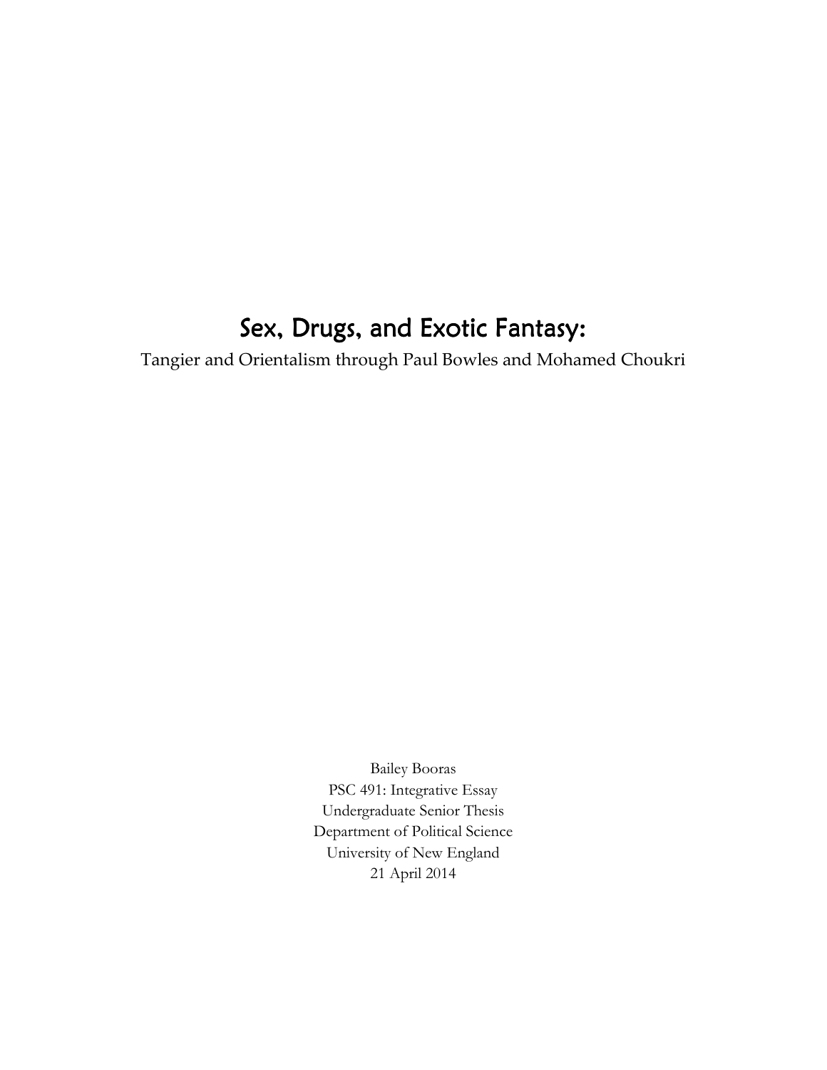# Sex, Drugs, and Exotic Fantasy:

Tangier and Orientalism through Paul Bowles and Mohamed Choukri

Bailey Booras
PSC 491: Integrative Essay
Undergraduate Senior Thesis
Department of Political Science
University of New England
21 April 2014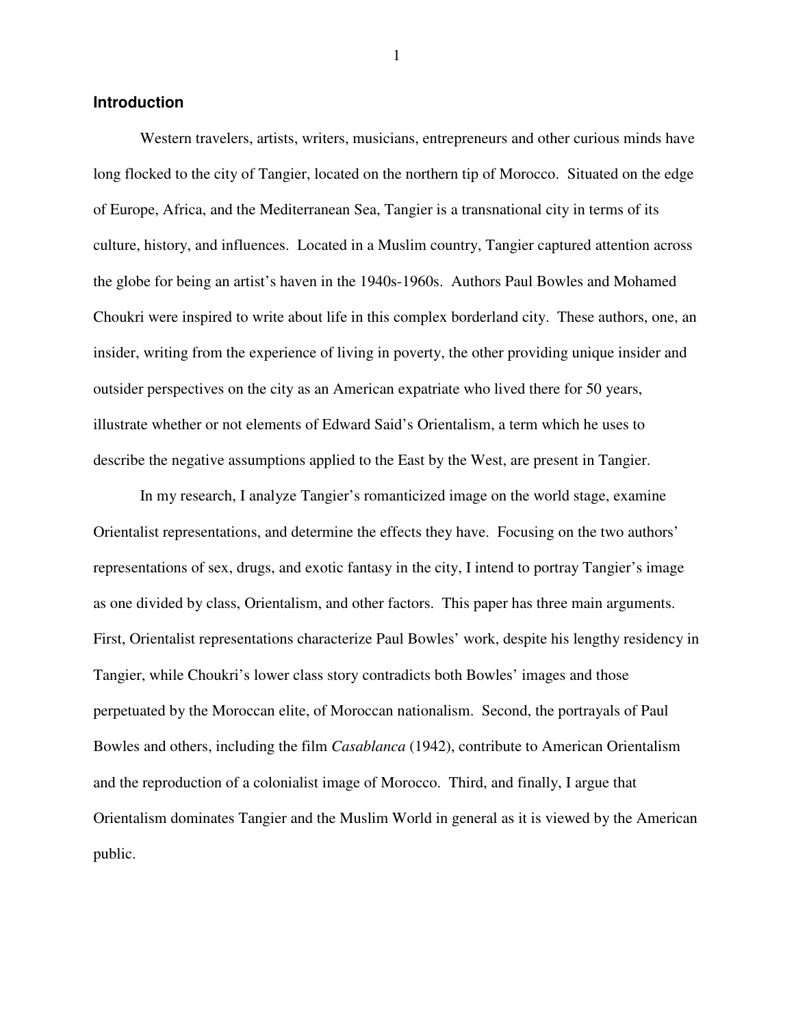## Introduction

Western travelers, artists, writers, musicians, entrepreneurs and other curious minds have long flocked to the city of Tangier, located on the northern tip of Morocco. Situated on the edge of Europe, Africa, and the Mediterranean Sea, Tangier is a transnational city in terms of its culture, history, and influences. Located in a Muslim country, Tangier captured attention across the globe for being an artist's haven in the 1940s-1960s. Authors Paul Bowles and Mohamed Choukri were inspired to write about life in this complex borderland city. These authors, one, an insider, writing from the experience of living in poverty, the other providing unique insider and outsider perspectives on the city as an American expatriate who lived there for 50 years, illustrate whether or not elements of Edward Said's Orientalism, a term which he uses to describe the negative assumptions applied to the East by the West, are present in Tangier.

In my research, I analyze Tangier's romanticized image on the world stage, examine Orientalist representations, and determine the effects they have. Focusing on the two authors' representations of sex, drugs, and exotic fantasy in the city, I intend to portray Tangier's image as one divided by class, Orientalism, and other factors. This paper has three main arguments. First, Orientalist representations characterize Paul Bowles' work, despite his lengthy residency in Tangier, while Choukri's lower class story contradicts both Bowles' images and those perpetuated by the Moroccan elite, of Moroccan nationalism. Second, the portrayals of Paul Bowles and others, including the film *Casablanca* (1942), contribute to American Orientalism and the reproduction of a colonialist image of Morocco. Third, and finally, I argue that Orientalism dominates Tangier and the Muslim World in general as it is viewed by the American public.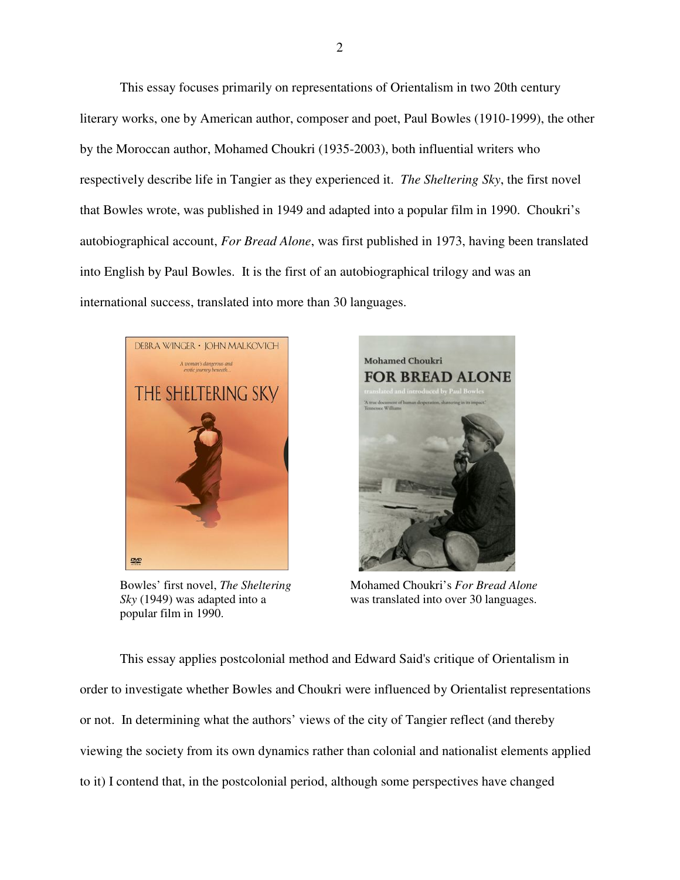This essay focuses primarily on representations of Orientalism in two 20th century literary works, one by American author, composer and poet, Paul Bowles (1910-1999), the other by the Moroccan author, Mohamed Choukri (1935-2003), both influential writers who respectively describe life in Tangier as they experienced it. *The Sheltering Sky*, the first novel that Bowles wrote, was published in 1949 and adapted into a popular film in 1990. Choukri's autobiographical account, *For Bread Alone*, was first published in 1973, having been translated into English by Paul Bowles. It is the first of an autobiographical trilogy and was an international success, translated into more than 30 languages.

Bowles' first novel, *The Sheltering Sky* (1949) was adapted into a popular film in 1990.

Mohamed Choukri's *For Bread Alone* was translated into over 30 languages.

This essay applies postcolonial method and Edward Said's critique of Orientalism in order to investigate whether Bowles and Choukri were influenced by Orientalist representations or not. In determining what the authors' views of the city of Tangier reflect (and thereby viewing the society from its own dynamics rather than colonial and nationalist elements applied to it) I contend that, in the postcolonial period, although some perspectives have changed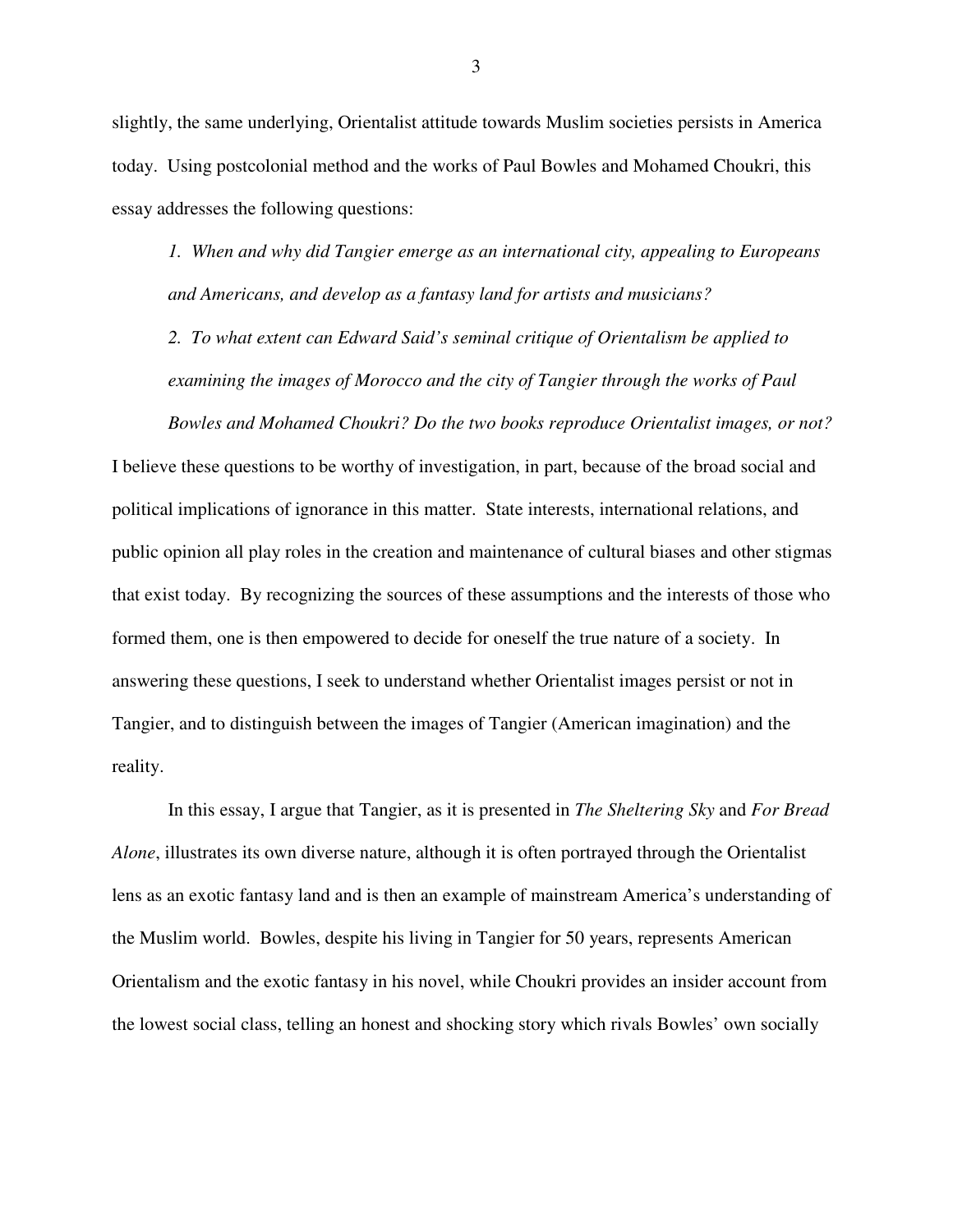slightly, the same underlying, Orientalist attitude towards Muslim societies persists in America today. Using postcolonial method and the works of Paul Bowles and Mohamed Choukri, this essay addresses the following questions:

*1. When and why did Tangier emerge as an international city, appealing to Europeans and Americans, and develop as a fantasy land for artists and musicians?*

*2. To what extent can Edward Said's seminal critique of Orientalism be applied to examining the images of Morocco and the city of Tangier through the works of Paul Bowles and Mohamed Choukri? Do the two books reproduce Orientalist images, or not?*

I believe these questions to be worthy of investigation, in part, because of the broad social and political implications of ignorance in this matter. State interests, international relations, and public opinion all play roles in the creation and maintenance of cultural biases and other stigmas that exist today. By recognizing the sources of these assumptions and the interests of those who formed them, one is then empowered to decide for oneself the true nature of a society. In answering these questions, I seek to understand whether Orientalist images persist or not in Tangier, and to distinguish between the images of Tangier (American imagination) and the reality.

In this essay, I argue that Tangier, as it is presented in *The Sheltering Sky* and *For Bread Alone*, illustrates its own diverse nature, although it is often portrayed through the Orientalist lens as an exotic fantasy land and is then an example of mainstream America's understanding of the Muslim world. Bowles, despite his living in Tangier for 50 years, represents American Orientalism and the exotic fantasy in his novel, while Choukri provides an insider account from the lowest social class, telling an honest and shocking story which rivals Bowles' own socially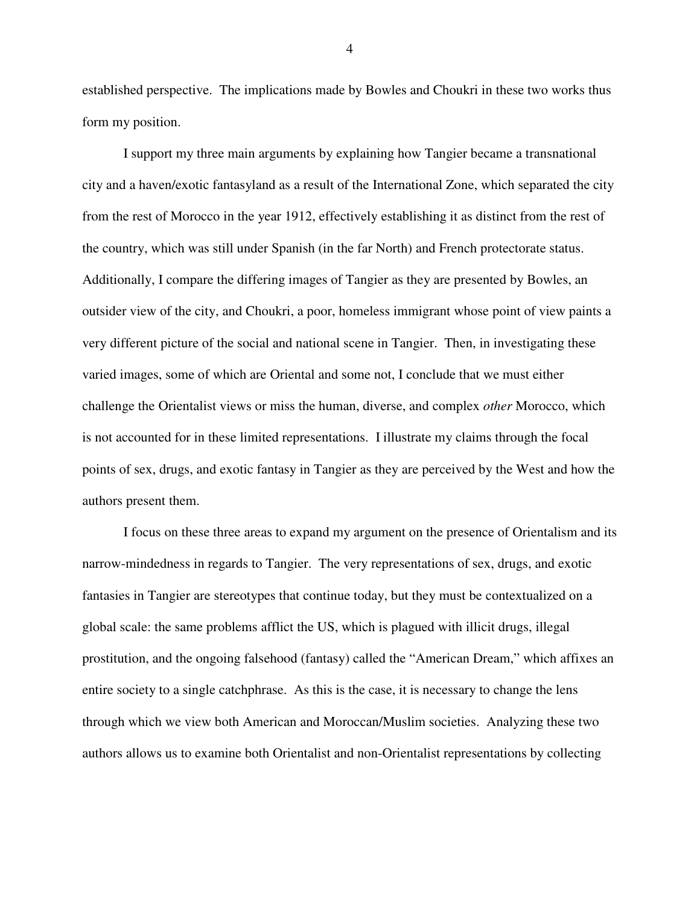established perspective. The implications made by Bowles and Choukri in these two works thus form my position.

I support my three main arguments by explaining how Tangier became a transnational city and a haven/exotic fantasyland as a result of the International Zone, which separated the city from the rest of Morocco in the year 1912, effectively establishing it as distinct from the rest of the country, which was still under Spanish (in the far North) and French protectorate status. Additionally, I compare the differing images of Tangier as they are presented by Bowles, an outsider view of the city, and Choukri, a poor, homeless immigrant whose point of view paints a very different picture of the social and national scene in Tangier. Then, in investigating these varied images, some of which are Oriental and some not, I conclude that we must either challenge the Orientalist views or miss the human, diverse, and complex *other* Morocco, which is not accounted for in these limited representations. I illustrate my claims through the focal points of sex, drugs, and exotic fantasy in Tangier as they are perceived by the West and how the authors present them.

I focus on these three areas to expand my argument on the presence of Orientalism and its narrow-mindedness in regards to Tangier. The very representations of sex, drugs, and exotic fantasies in Tangier are stereotypes that continue today, but they must be contextualized on a global scale: the same problems afflict the US, which is plagued with illicit drugs, illegal prostitution, and the ongoing falsehood (fantasy) called the "American Dream," which affixes an entire society to a single catchphrase. As this is the case, it is necessary to change the lens through which we view both American and Moroccan/Muslim societies. Analyzing these two authors allows us to examine both Orientalist and non-Orientalist representations by collecting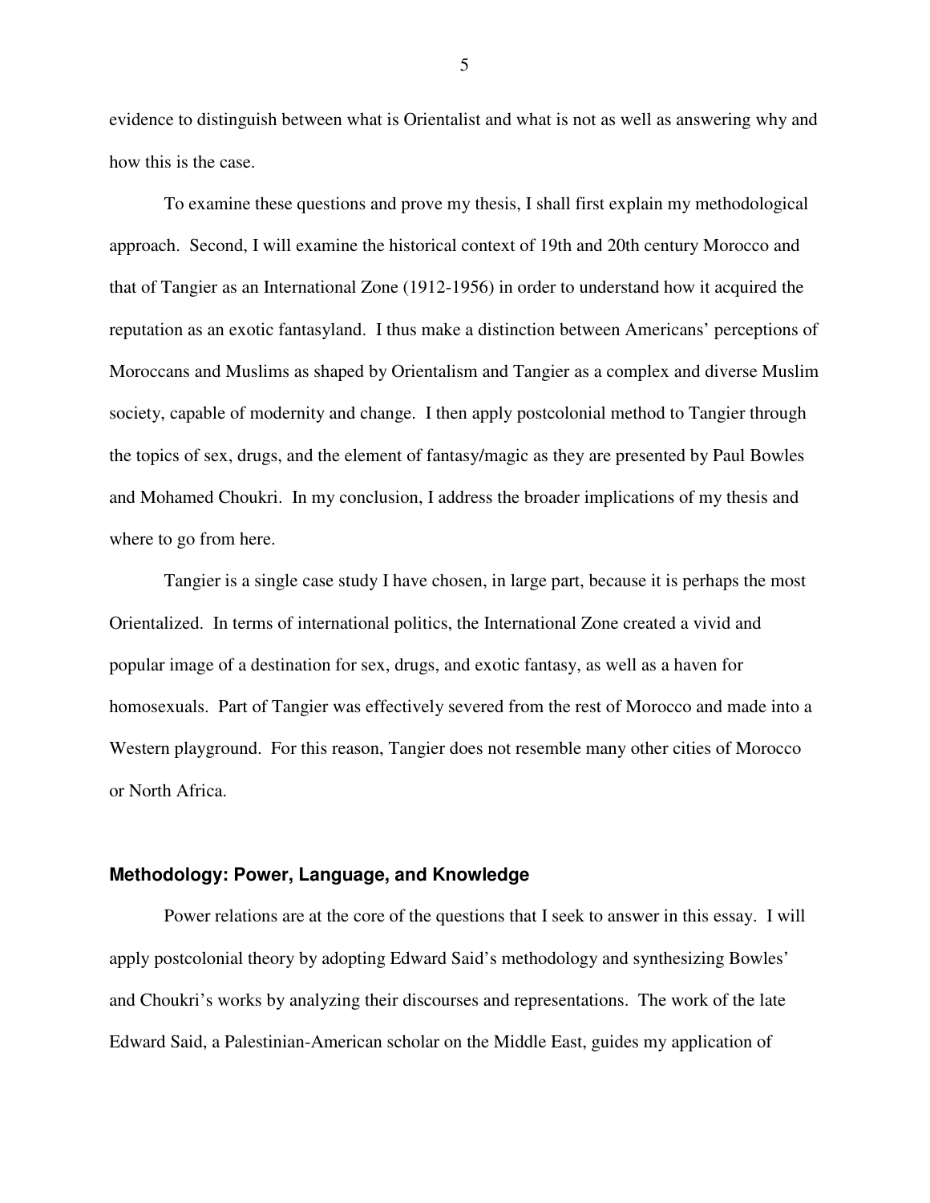evidence to distinguish between what is Orientalist and what is not as well as answering why and how this is the case.

To examine these questions and prove my thesis, I shall first explain my methodological approach. Second, I will examine the historical context of 19th and 20th century Morocco and that of Tangier as an International Zone (1912-1956) in order to understand how it acquired the reputation as an exotic fantasyland. I thus make a distinction between Americans' perceptions of Moroccans and Muslims as shaped by Orientalism and Tangier as a complex and diverse Muslim society, capable of modernity and change. I then apply postcolonial method to Tangier through the topics of sex, drugs, and the element of fantasy/magic as they are presented by Paul Bowles and Mohamed Choukri. In my conclusion, I address the broader implications of my thesis and where to go from here.

Tangier is a single case study I have chosen, in large part, because it is perhaps the most Orientalized. In terms of international politics, the International Zone created a vivid and popular image of a destination for sex, drugs, and exotic fantasy, as well as a haven for homosexuals. Part of Tangier was effectively severed from the rest of Morocco and made into a Western playground. For this reason, Tangier does not resemble many other cities of Morocco or North Africa.

## Methodology: Power, Language, and Knowledge

Power relations are at the core of the questions that I seek to answer in this essay. I will apply postcolonial theory by adopting Edward Said's methodology and synthesizing Bowles' and Choukri's works by analyzing their discourses and representations. The work of the late Edward Said, a Palestinian-American scholar on the Middle East, guides my application of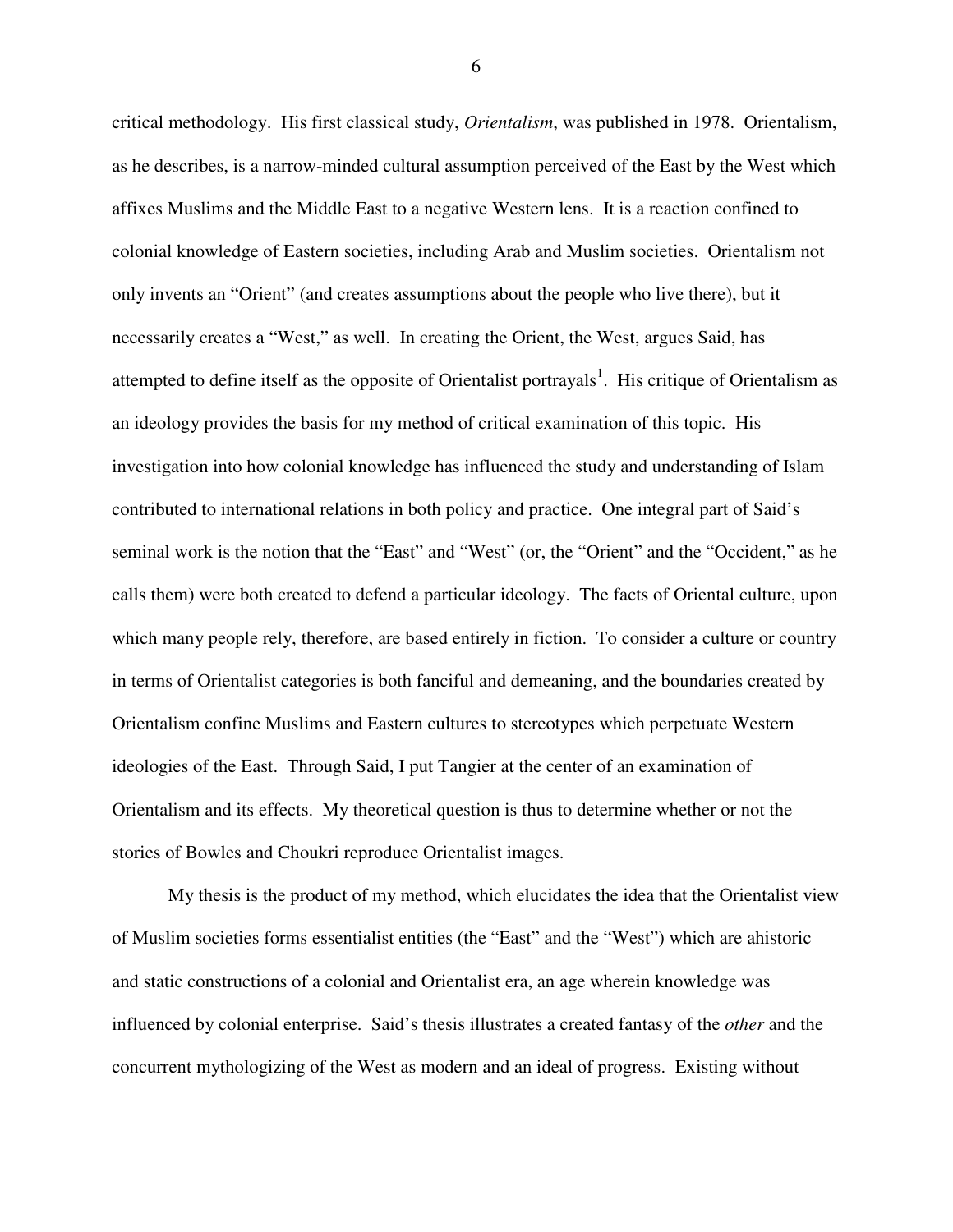critical methodology. His first classical study, *Orientalism*, was published in 1978. Orientalism, as he describes, is a narrow-minded cultural assumption perceived of the East by the West which affixes Muslims and the Middle East to a negative Western lens. It is a reaction confined to colonial knowledge of Eastern societies, including Arab and Muslim societies. Orientalism not only invents an "Orient" (and creates assumptions about the people who live there), but it necessarily creates a "West," as well. In creating the Orient, the West, argues Said, has attempted to define itself as the opposite of Orientalist portrayals[1]. His critique of Orientalism as an ideology provides the basis for my method of critical examination of this topic. His investigation into how colonial knowledge has influenced the study and understanding of Islam contributed to international relations in both policy and practice. One integral part of Said's seminal work is the notion that the "East" and "West" (or, the "Orient" and the "Occident," as he calls them) were both created to defend a particular ideology. The facts of Oriental culture, upon which many people rely, therefore, are based entirely in fiction. To consider a culture or country in terms of Orientalist categories is both fanciful and demeaning, and the boundaries created by Orientalism confine Muslims and Eastern cultures to stereotypes which perpetuate Western ideologies of the East. Through Said, I put Tangier at the center of an examination of Orientalism and its effects. My theoretical question is thus to determine whether or not the stories of Bowles and Choukri reproduce Orientalist images.

My thesis is the product of my method, which elucidates the idea that the Orientalist view of Muslim societies forms essentialist entities (the "East" and the "West") which are ahistoric and static constructions of a colonial and Orientalist era, an age wherein knowledge was influenced by colonial enterprise. Said's thesis illustrates a created fantasy of the *other* and the concurrent mythologizing of the West as modern and an ideal of progress. Existing without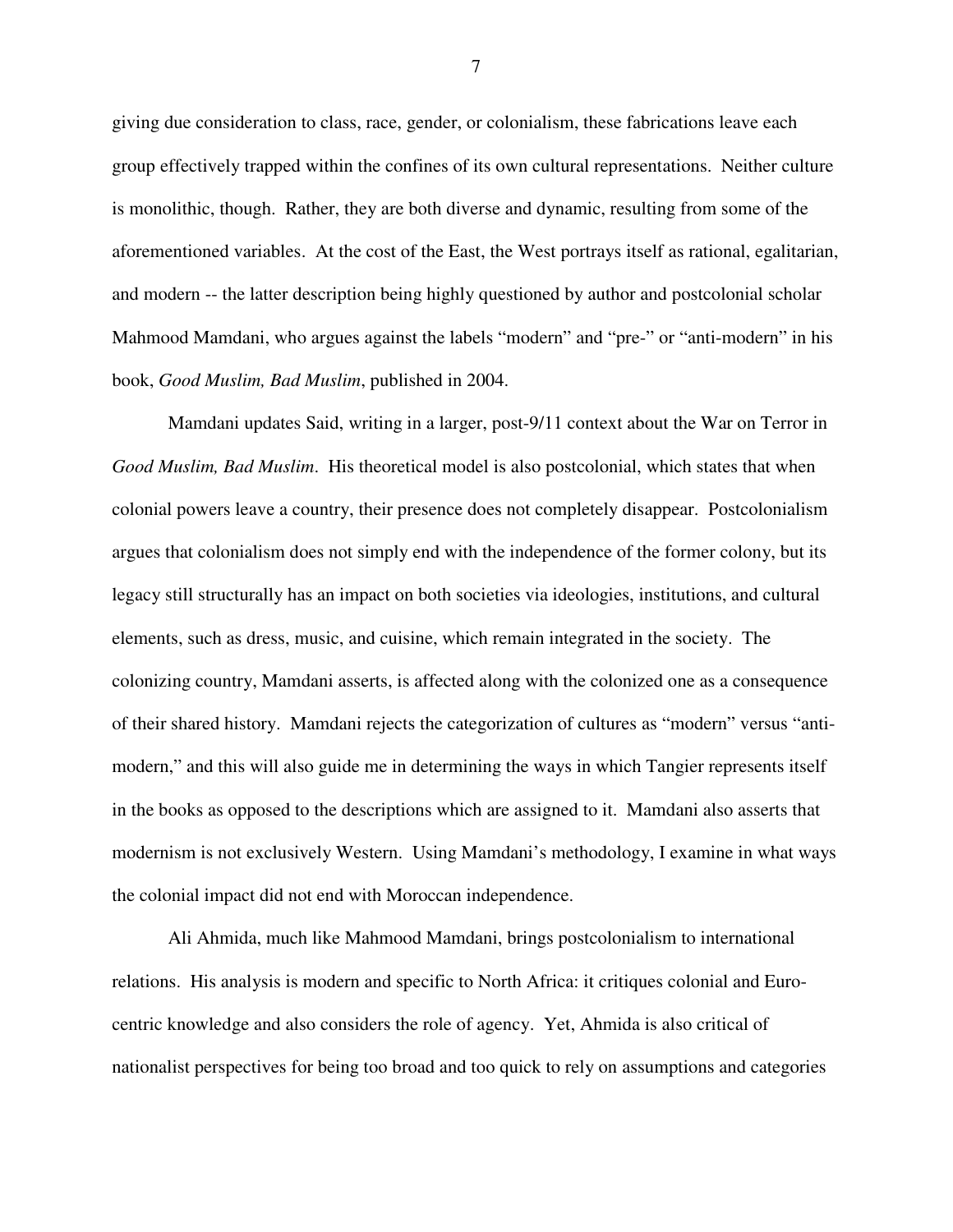giving due consideration to class, race, gender, or colonialism, these fabrications leave each group effectively trapped within the confines of its own cultural representations. Neither culture is monolithic, though. Rather, they are both diverse and dynamic, resulting from some of the aforementioned variables. At the cost of the East, the West portrays itself as rational, egalitarian, and modern -- the latter description being highly questioned by author and postcolonial scholar Mahmood Mamdani, who argues against the labels "modern" and "pre-" or "anti-modern" in his book, *Good Muslim, Bad Muslim*, published in 2004.

Mamdani updates Said, writing in a larger, post-9/11 context about the War on Terror in *Good Muslim, Bad Muslim*. His theoretical model is also postcolonial, which states that when colonial powers leave a country, their presence does not completely disappear. Postcolonialism argues that colonialism does not simply end with the independence of the former colony, but its legacy still structurally has an impact on both societies via ideologies, institutions, and cultural elements, such as dress, music, and cuisine, which remain integrated in the society. The colonizing country, Mamdani asserts, is affected along with the colonized one as a consequence of their shared history. Mamdani rejects the categorization of cultures as "modern" versus "anti-modern," and this will also guide me in determining the ways in which Tangier represents itself in the books as opposed to the descriptions which are assigned to it. Mamdani also asserts that modernism is not exclusively Western. Using Mamdani's methodology, I examine in what ways the colonial impact did not end with Moroccan independence.

Ali Ahmida, much like Mahmood Mamdani, brings postcolonialism to international relations. His analysis is modern and specific to North Africa: it critiques colonial and Euro-centric knowledge and also considers the role of agency. Yet, Ahmida is also critical of nationalist perspectives for being too broad and too quick to rely on assumptions and categories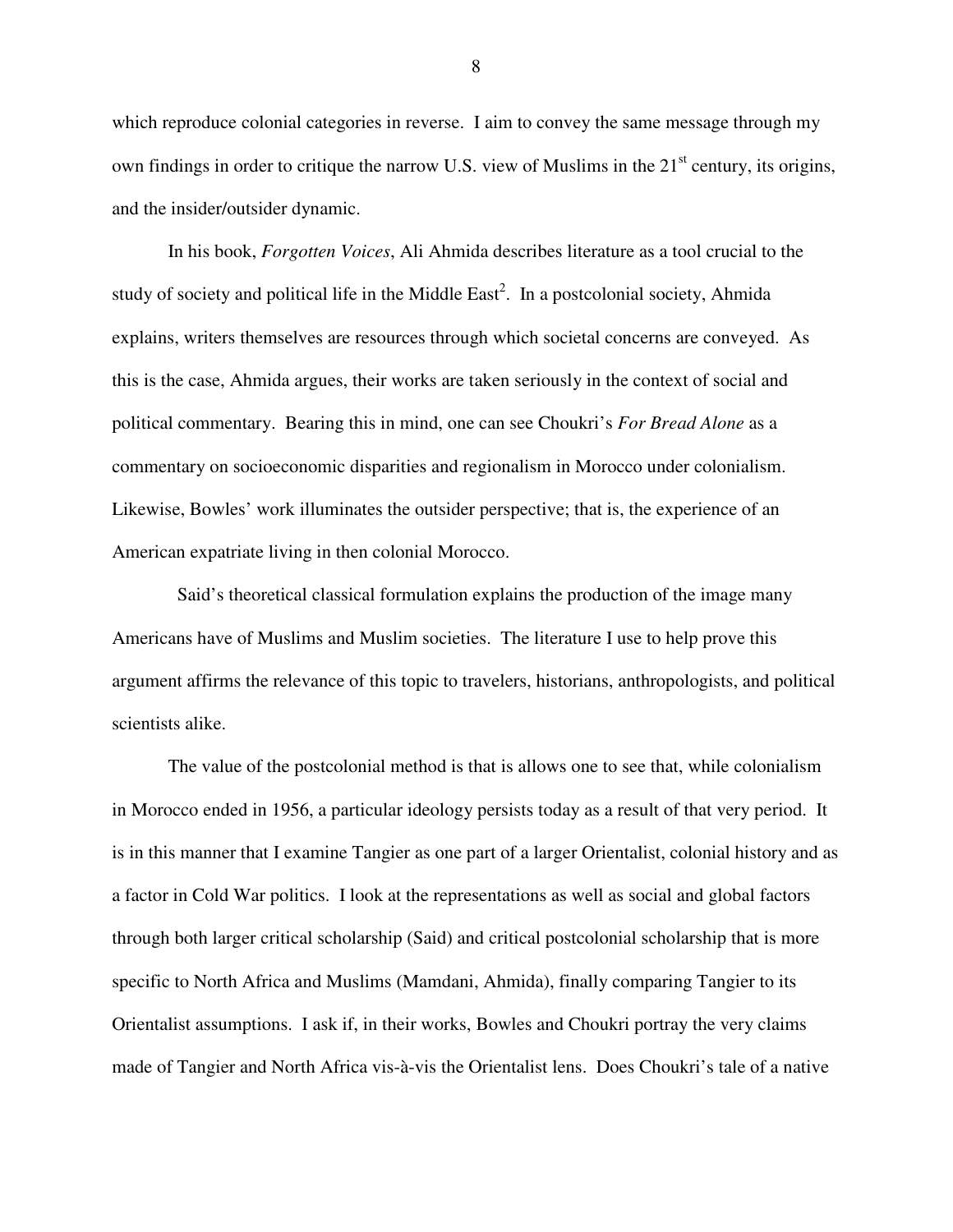which reproduce colonial categories in reverse. I aim to convey the same message through my own findings in order to critique the narrow U.S. view of Muslims in the 21st century, its origins, and the insider/outsider dynamic.

In his book, *Forgotten Voices*, Ali Ahmida describes literature as a tool crucial to the study of society and political life in the Middle East[2]. In a postcolonial society, Ahmida explains, writers themselves are resources through which societal concerns are conveyed. As this is the case, Ahmida argues, their works are taken seriously in the context of social and political commentary. Bearing this in mind, one can see Choukri's *For Bread Alone* as a commentary on socioeconomic disparities and regionalism in Morocco under colonialism. Likewise, Bowles' work illuminates the outsider perspective; that is, the experience of an American expatriate living in then colonial Morocco.

Said's theoretical classical formulation explains the production of the image many Americans have of Muslims and Muslim societies. The literature I use to help prove this argument affirms the relevance of this topic to travelers, historians, anthropologists, and political scientists alike.

The value of the postcolonial method is that is allows one to see that, while colonialism in Morocco ended in 1956, a particular ideology persists today as a result of that very period. It is in this manner that I examine Tangier as one part of a larger Orientalist, colonial history and as a factor in Cold War politics. I look at the representations as well as social and global factors through both larger critical scholarship (Said) and critical postcolonial scholarship that is more specific to North Africa and Muslims (Mamdani, Ahmida), finally comparing Tangier to its Orientalist assumptions. I ask if, in their works, Bowles and Choukri portray the very claims made of Tangier and North Africa vis-à-vis the Orientalist lens. Does Choukri's tale of a native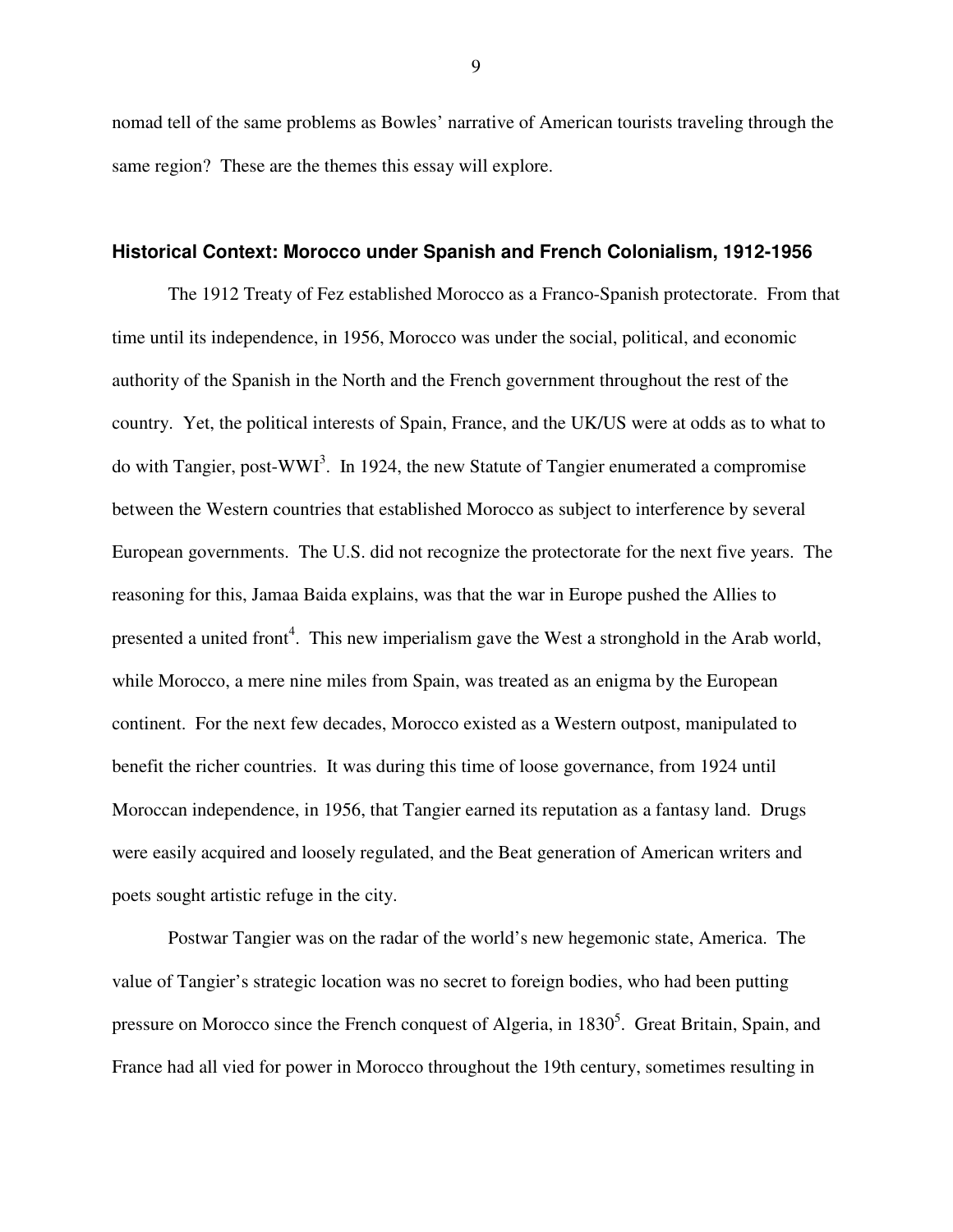nomad tell of the same problems as Bowles' narrative of American tourists traveling through the same region? These are the themes this essay will explore.

### Historical Context: Morocco under Spanish and French Colonialism, 1912-1956

The 1912 Treaty of Fez established Morocco as a Franco-Spanish protectorate. From that time until its independence, in 1956, Morocco was under the social, political, and economic authority of the Spanish in the North and the French government throughout the rest of the country. Yet, the political interests of Spain, France, and the UK/US were at odds as to what to do with Tangier, post-WWI[3]. In 1924, the new Statute of Tangier enumerated a compromise between the Western countries that established Morocco as subject to interference by several European governments. The U.S. did not recognize the protectorate for the next five years. The reasoning for this, Jamaa Baida explains, was that the war in Europe pushed the Allies to presented a united front[4]. This new imperialism gave the West a stronghold in the Arab world, while Morocco, a mere nine miles from Spain, was treated as an enigma by the European continent. For the next few decades, Morocco existed as a Western outpost, manipulated to benefit the richer countries. It was during this time of loose governance, from 1924 until Moroccan independence, in 1956, that Tangier earned its reputation as a fantasy land. Drugs were easily acquired and loosely regulated, and the Beat generation of American writers and poets sought artistic refuge in the city.

Postwar Tangier was on the radar of the world's new hegemonic state, America. The value of Tangier's strategic location was no secret to foreign bodies, who had been putting pressure on Morocco since the French conquest of Algeria, in 1830[5]. Great Britain, Spain, and France had all vied for power in Morocco throughout the 19th century, sometimes resulting in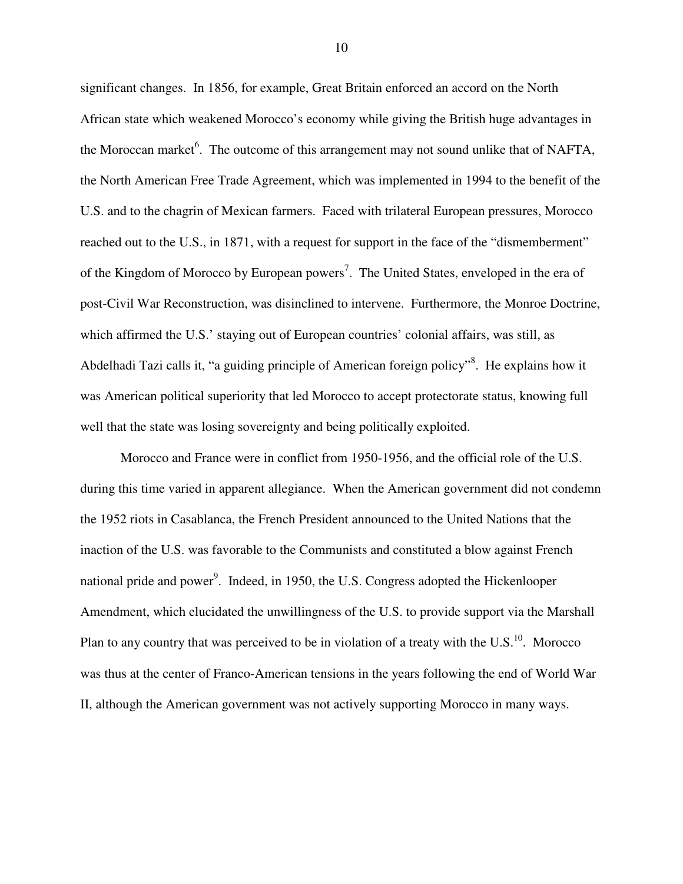significant changes. In 1856, for example, Great Britain enforced an accord on the North African state which weakened Morocco's economy while giving the British huge advantages in the Moroccan market[6]. The outcome of this arrangement may not sound unlike that of NAFTA, the North American Free Trade Agreement, which was implemented in 1994 to the benefit of the U.S. and to the chagrin of Mexican farmers. Faced with trilateral European pressures, Morocco reached out to the U.S., in 1871, with a request for support in the face of the "dismemberment" of the Kingdom of Morocco by European powers[7]. The United States, enveloped in the era of post-Civil War Reconstruction, was disinclined to intervene. Furthermore, the Monroe Doctrine, which affirmed the U.S.' staying out of European countries' colonial affairs, was still, as Abdelhadi Tazi calls it, "a guiding principle of American foreign policy"[8]. He explains how it was American political superiority that led Morocco to accept protectorate status, knowing full well that the state was losing sovereignty and being politically exploited.

Morocco and France were in conflict from 1950-1956, and the official role of the U.S. during this time varied in apparent allegiance. When the American government did not condemn the 1952 riots in Casablanca, the French President announced to the United Nations that the inaction of the U.S. was favorable to the Communists and constituted a blow against French national pride and power[9]. Indeed, in 1950, the U.S. Congress adopted the Hickenlooper Amendment, which elucidated the unwillingness of the U.S. to provide support via the Marshall Plan to any country that was perceived to be in violation of a treaty with the U.S.[10]. Morocco was thus at the center of Franco-American tensions in the years following the end of World War II, although the American government was not actively supporting Morocco in many ways.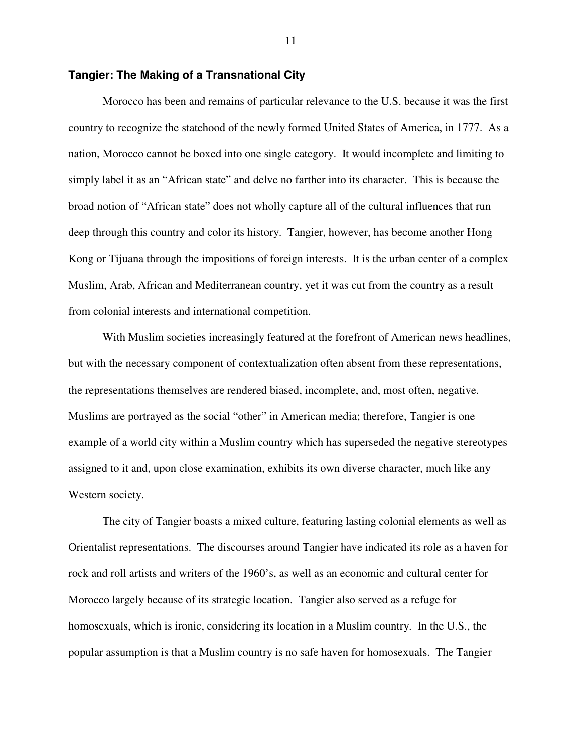## Tangier: The Making of a Transnational City

Morocco has been and remains of particular relevance to the U.S. because it was the first country to recognize the statehood of the newly formed United States of America, in 1777. As a nation, Morocco cannot be boxed into one single category. It would incomplete and limiting to simply label it as an "African state" and delve no farther into its character. This is because the broad notion of "African state" does not wholly capture all of the cultural influences that run deep through this country and color its history. Tangier, however, has become another Hong Kong or Tijuana through the impositions of foreign interests. It is the urban center of a complex Muslim, Arab, African and Mediterranean country, yet it was cut from the country as a result from colonial interests and international competition.

With Muslim societies increasingly featured at the forefront of American news headlines, but with the necessary component of contextualization often absent from these representations, the representations themselves are rendered biased, incomplete, and, most often, negative. Muslims are portrayed as the social "other" in American media; therefore, Tangier is one example of a world city within a Muslim country which has superseded the negative stereotypes assigned to it and, upon close examination, exhibits its own diverse character, much like any Western society.

The city of Tangier boasts a mixed culture, featuring lasting colonial elements as well as Orientalist representations. The discourses around Tangier have indicated its role as a haven for rock and roll artists and writers of the 1960's, as well as an economic and cultural center for Morocco largely because of its strategic location. Tangier also served as a refuge for homosexuals, which is ironic, considering its location in a Muslim country. In the U.S., the popular assumption is that a Muslim country is no safe haven for homosexuals. The Tangier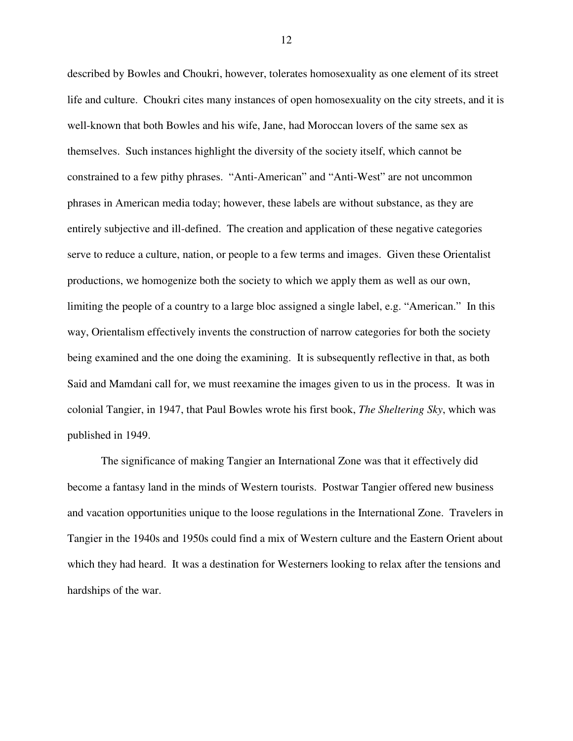described by Bowles and Choukri, however, tolerates homosexuality as one element of its street life and culture. Choukri cites many instances of open homosexuality on the city streets, and it is well-known that both Bowles and his wife, Jane, had Moroccan lovers of the same sex as themselves. Such instances highlight the diversity of the society itself, which cannot be constrained to a few pithy phrases. "Anti-American" and "Anti-West" are not uncommon phrases in American media today; however, these labels are without substance, as they are entirely subjective and ill-defined. The creation and application of these negative categories serve to reduce a culture, nation, or people to a few terms and images. Given these Orientalist productions, we homogenize both the society to which we apply them as well as our own, limiting the people of a country to a large bloc assigned a single label, e.g. "American." In this way, Orientalism effectively invents the construction of narrow categories for both the society being examined and the one doing the examining. It is subsequently reflective in that, as both Said and Mamdani call for, we must reexamine the images given to us in the process. It was in colonial Tangier, in 1947, that Paul Bowles wrote his first book, *The Sheltering Sky*, which was published in 1949.

The significance of making Tangier an International Zone was that it effectively did become a fantasy land in the minds of Western tourists. Postwar Tangier offered new business and vacation opportunities unique to the loose regulations in the International Zone. Travelers in Tangier in the 1940s and 1950s could find a mix of Western culture and the Eastern Orient about which they had heard. It was a destination for Westerners looking to relax after the tensions and hardships of the war.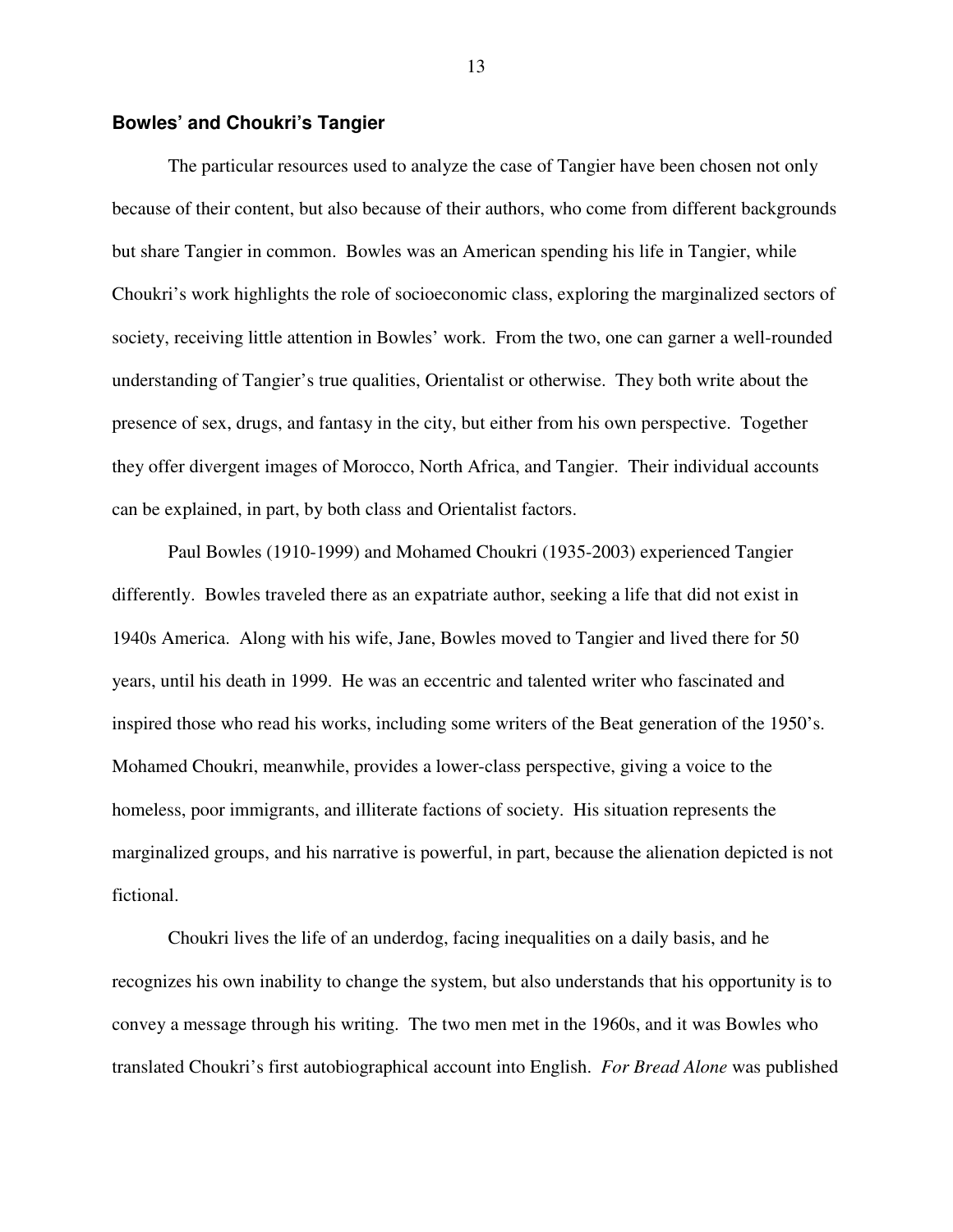## Bowles' and Choukri's Tangier

The particular resources used to analyze the case of Tangier have been chosen not only because of their content, but also because of their authors, who come from different backgrounds but share Tangier in common. Bowles was an American spending his life in Tangier, while Choukri's work highlights the role of socioeconomic class, exploring the marginalized sectors of society, receiving little attention in Bowles' work. From the two, one can garner a well-rounded understanding of Tangier's true qualities, Orientalist or otherwise. They both write about the presence of sex, drugs, and fantasy in the city, but either from his own perspective. Together they offer divergent images of Morocco, North Africa, and Tangier. Their individual accounts can be explained, in part, by both class and Orientalist factors.

Paul Bowles (1910-1999) and Mohamed Choukri (1935-2003) experienced Tangier differently. Bowles traveled there as an expatriate author, seeking a life that did not exist in 1940s America. Along with his wife, Jane, Bowles moved to Tangier and lived there for 50 years, until his death in 1999. He was an eccentric and talented writer who fascinated and inspired those who read his works, including some writers of the Beat generation of the 1950's. Mohamed Choukri, meanwhile, provides a lower-class perspective, giving a voice to the homeless, poor immigrants, and illiterate factions of society. His situation represents the marginalized groups, and his narrative is powerful, in part, because the alienation depicted is not fictional.

Choukri lives the life of an underdog, facing inequalities on a daily basis, and he recognizes his own inability to change the system, but also understands that his opportunity is to convey a message through his writing. The two men met in the 1960s, and it was Bowles who translated Choukri's first autobiographical account into English. *For Bread Alone* was published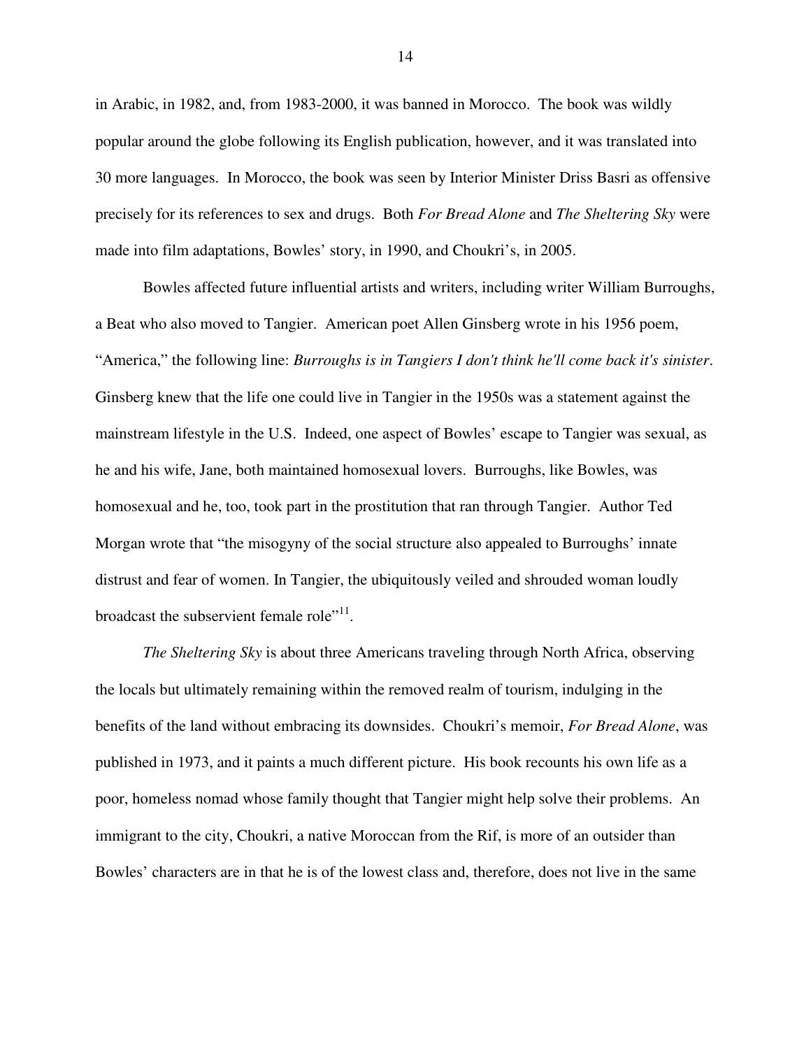in Arabic, in 1982, and, from 1983-2000, it was banned in Morocco. The book was wildly popular around the globe following its English publication, however, and it was translated into 30 more languages. In Morocco, the book was seen by Interior Minister Driss Basri as offensive precisely for its references to sex and drugs. Both *For Bread Alone* and *The Sheltering Sky* were made into film adaptations, Bowles' story, in 1990, and Choukri's, in 2005.

Bowles affected future influential artists and writers, including writer William Burroughs, a Beat who also moved to Tangier. American poet Allen Ginsberg wrote in his 1956 poem, "America," the following line: *Burroughs is in Tangiers I don't think he'll come back it's sinister*. Ginsberg knew that the life one could live in Tangier in the 1950s was a statement against the mainstream lifestyle in the U.S. Indeed, one aspect of Bowles' escape to Tangier was sexual, as he and his wife, Jane, both maintained homosexual lovers. Burroughs, like Bowles, was homosexual and he, too, took part in the prostitution that ran through Tangier. Author Ted Morgan wrote that "the misogyny of the social structure also appealed to Burroughs' innate distrust and fear of women. In Tangier, the ubiquitously veiled and shrouded woman loudly broadcast the subservient female role"[11].

*The Sheltering Sky* is about three Americans traveling through North Africa, observing the locals but ultimately remaining within the removed realm of tourism, indulging in the benefits of the land without embracing its downsides. Choukri's memoir, *For Bread Alone*, was published in 1973, and it paints a much different picture. His book recounts his own life as a poor, homeless nomad whose family thought that Tangier might help solve their problems. An immigrant to the city, Choukri, a native Moroccan from the Rif, is more of an outsider than Bowles' characters are in that he is of the lowest class and, therefore, does not live in the same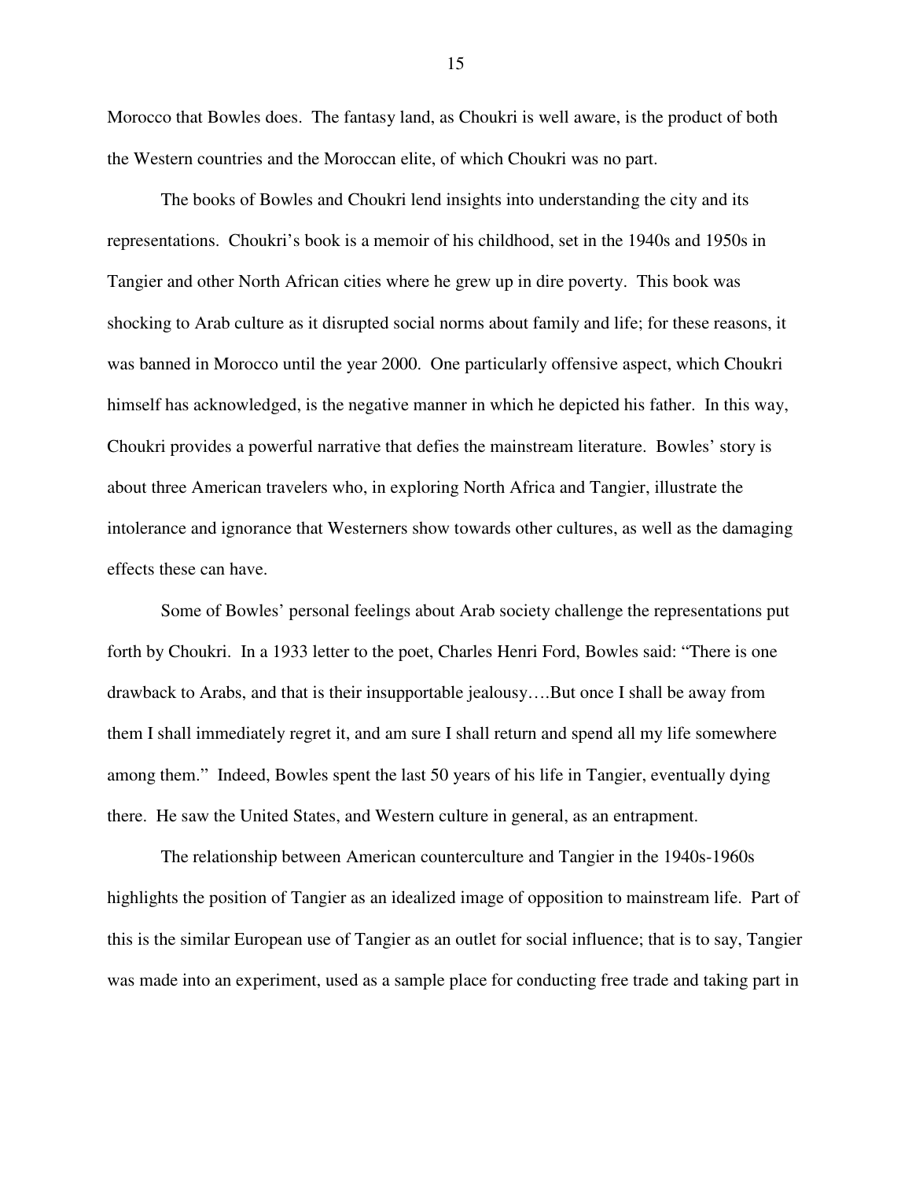Morocco that Bowles does. The fantasy land, as Choukri is well aware, is the product of both the Western countries and the Moroccan elite, of which Choukri was no part.

The books of Bowles and Choukri lend insights into understanding the city and its representations. Choukri's book is a memoir of his childhood, set in the 1940s and 1950s in Tangier and other North African cities where he grew up in dire poverty. This book was shocking to Arab culture as it disrupted social norms about family and life; for these reasons, it was banned in Morocco until the year 2000. One particularly offensive aspect, which Choukri himself has acknowledged, is the negative manner in which he depicted his father. In this way, Choukri provides a powerful narrative that defies the mainstream literature. Bowles' story is about three American travelers who, in exploring North Africa and Tangier, illustrate the intolerance and ignorance that Westerners show towards other cultures, as well as the damaging effects these can have.

Some of Bowles' personal feelings about Arab society challenge the representations put forth by Choukri. In a 1933 letter to the poet, Charles Henri Ford, Bowles said: "There is one drawback to Arabs, and that is their insupportable jealousy….But once I shall be away from them I shall immediately regret it, and am sure I shall return and spend all my life somewhere among them." Indeed, Bowles spent the last 50 years of his life in Tangier, eventually dying there. He saw the United States, and Western culture in general, as an entrapment.

The relationship between American counterculture and Tangier in the 1940s-1960s highlights the position of Tangier as an idealized image of opposition to mainstream life. Part of this is the similar European use of Tangier as an outlet for social influence; that is to say, Tangier was made into an experiment, used as a sample place for conducting free trade and taking part in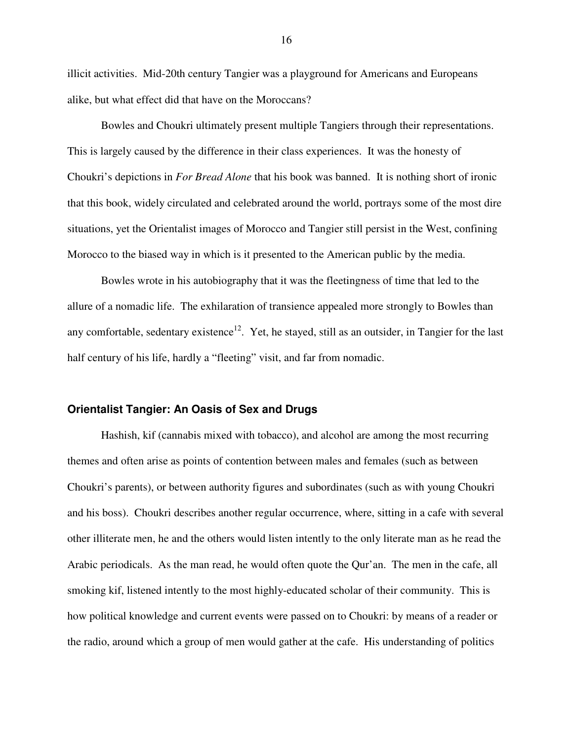illicit activities. Mid-20th century Tangier was a playground for Americans and Europeans alike, but what effect did that have on the Moroccans?

Bowles and Choukri ultimately present multiple Tangiers through their representations. This is largely caused by the difference in their class experiences. It was the honesty of Choukri's depictions in *For Bread Alone* that his book was banned. It is nothing short of ironic that this book, widely circulated and celebrated around the world, portrays some of the most dire situations, yet the Orientalist images of Morocco and Tangier still persist in the West, confining Morocco to the biased way in which is it presented to the American public by the media.

Bowles wrote in his autobiography that it was the fleetingness of time that led to the allure of a nomadic life. The exhilaration of transience appealed more strongly to Bowles than any comfortable, sedentary existence[12]. Yet, he stayed, still as an outsider, in Tangier for the last half century of his life, hardly a "fleeting" visit, and far from nomadic.

## Orientalist Tangier: An Oasis of Sex and Drugs

Hashish, kif (cannabis mixed with tobacco), and alcohol are among the most recurring themes and often arise as points of contention between males and females (such as between Choukri's parents), or between authority figures and subordinates (such as with young Choukri and his boss). Choukri describes another regular occurrence, where, sitting in a cafe with several other illiterate men, he and the others would listen intently to the only literate man as he read the Arabic periodicals. As the man read, he would often quote the Qur'an. The men in the cafe, all smoking kif, listened intently to the most highly-educated scholar of their community. This is how political knowledge and current events were passed on to Choukri: by means of a reader or the radio, around which a group of men would gather at the cafe. His understanding of politics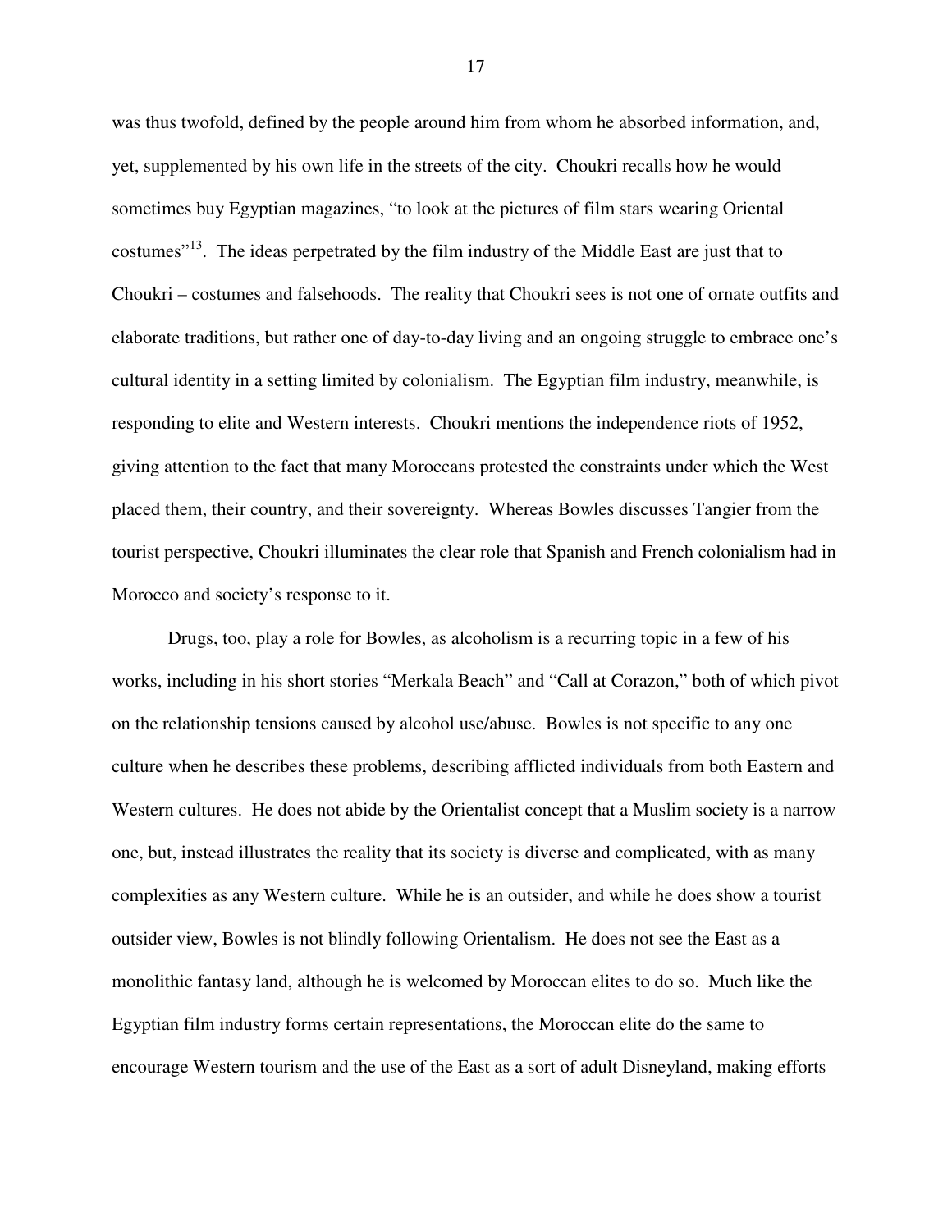was thus twofold, defined by the people around him from whom he absorbed information, and, yet, supplemented by his own life in the streets of the city. Choukri recalls how he would sometimes buy Egyptian magazines, "to look at the pictures of film stars wearing Oriental costumes"[13]. The ideas perpetrated by the film industry of the Middle East are just that to Choukri – costumes and falsehoods. The reality that Choukri sees is not one of ornate outfits and elaborate traditions, but rather one of day-to-day living and an ongoing struggle to embrace one's cultural identity in a setting limited by colonialism. The Egyptian film industry, meanwhile, is responding to elite and Western interests. Choukri mentions the independence riots of 1952, giving attention to the fact that many Moroccans protested the constraints under which the West placed them, their country, and their sovereignty. Whereas Bowles discusses Tangier from the tourist perspective, Choukri illuminates the clear role that Spanish and French colonialism had in Morocco and society's response to it.

Drugs, too, play a role for Bowles, as alcoholism is a recurring topic in a few of his works, including in his short stories "Merkala Beach" and "Call at Corazon," both of which pivot on the relationship tensions caused by alcohol use/abuse. Bowles is not specific to any one culture when he describes these problems, describing afflicted individuals from both Eastern and Western cultures. He does not abide by the Orientalist concept that a Muslim society is a narrow one, but, instead illustrates the reality that its society is diverse and complicated, with as many complexities as any Western culture. While he is an outsider, and while he does show a tourist outsider view, Bowles is not blindly following Orientalism. He does not see the East as a monolithic fantasy land, although he is welcomed by Moroccan elites to do so. Much like the Egyptian film industry forms certain representations, the Moroccan elite do the same to encourage Western tourism and the use of the East as a sort of adult Disneyland, making efforts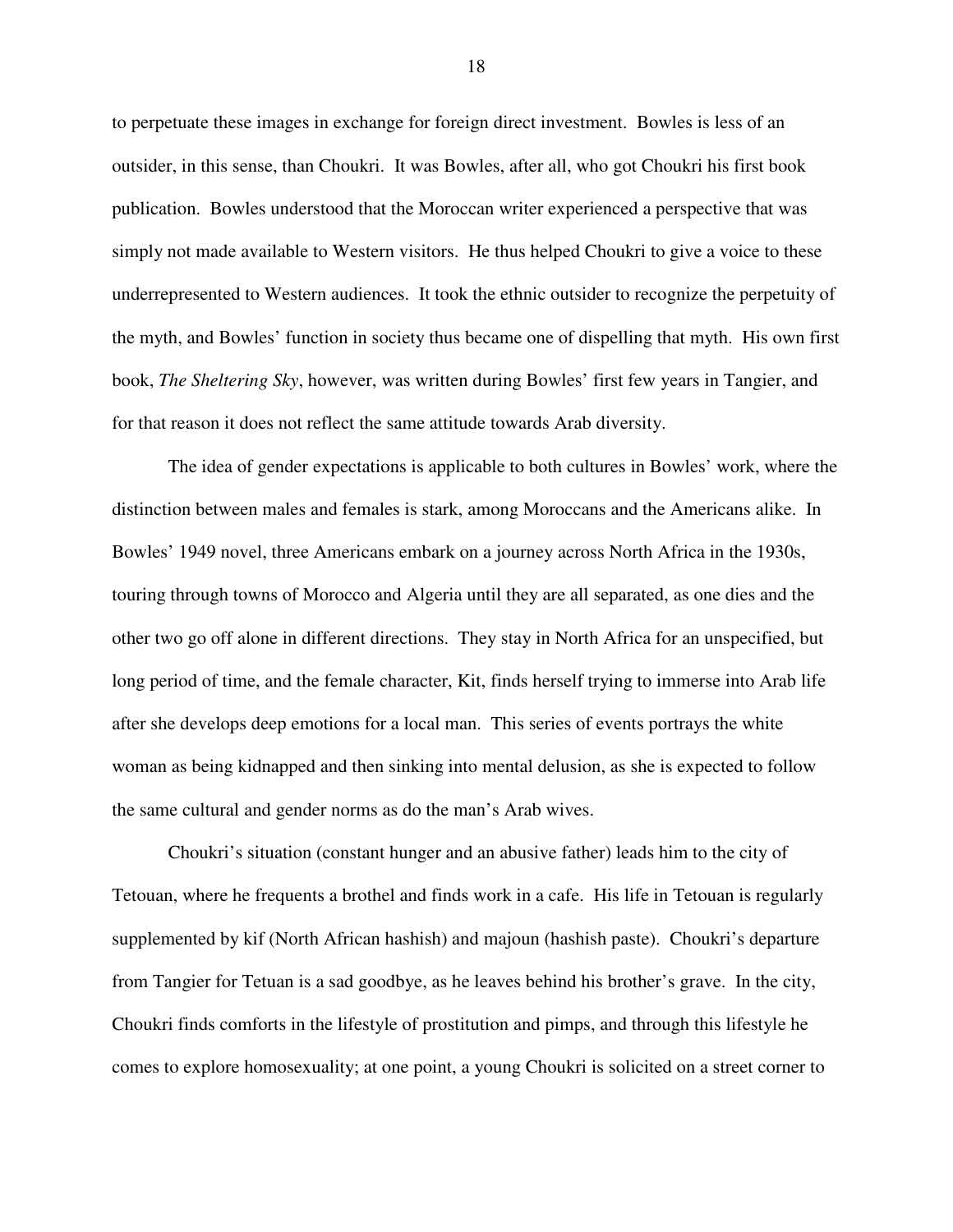to perpetuate these images in exchange for foreign direct investment. Bowles is less of an outsider, in this sense, than Choukri. It was Bowles, after all, who got Choukri his first book publication. Bowles understood that the Moroccan writer experienced a perspective that was simply not made available to Western visitors. He thus helped Choukri to give a voice to these underrepresented to Western audiences. It took the ethnic outsider to recognize the perpetuity of the myth, and Bowles' function in society thus became one of dispelling that myth. His own first book, *The Sheltering Sky*, however, was written during Bowles' first few years in Tangier, and for that reason it does not reflect the same attitude towards Arab diversity.

The idea of gender expectations is applicable to both cultures in Bowles' work, where the distinction between males and females is stark, among Moroccans and the Americans alike. In Bowles' 1949 novel, three Americans embark on a journey across North Africa in the 1930s, touring through towns of Morocco and Algeria until they are all separated, as one dies and the other two go off alone in different directions. They stay in North Africa for an unspecified, but long period of time, and the female character, Kit, finds herself trying to immerse into Arab life after she develops deep emotions for a local man. This series of events portrays the white woman as being kidnapped and then sinking into mental delusion, as she is expected to follow the same cultural and gender norms as do the man's Arab wives.

Choukri's situation (constant hunger and an abusive father) leads him to the city of Tetouan, where he frequents a brothel and finds work in a cafe. His life in Tetouan is regularly supplemented by kif (North African hashish) and majoun (hashish paste). Choukri's departure from Tangier for Tetuan is a sad goodbye, as he leaves behind his brother's grave. In the city, Choukri finds comforts in the lifestyle of prostitution and pimps, and through this lifestyle he comes to explore homosexuality; at one point, a young Choukri is solicited on a street corner to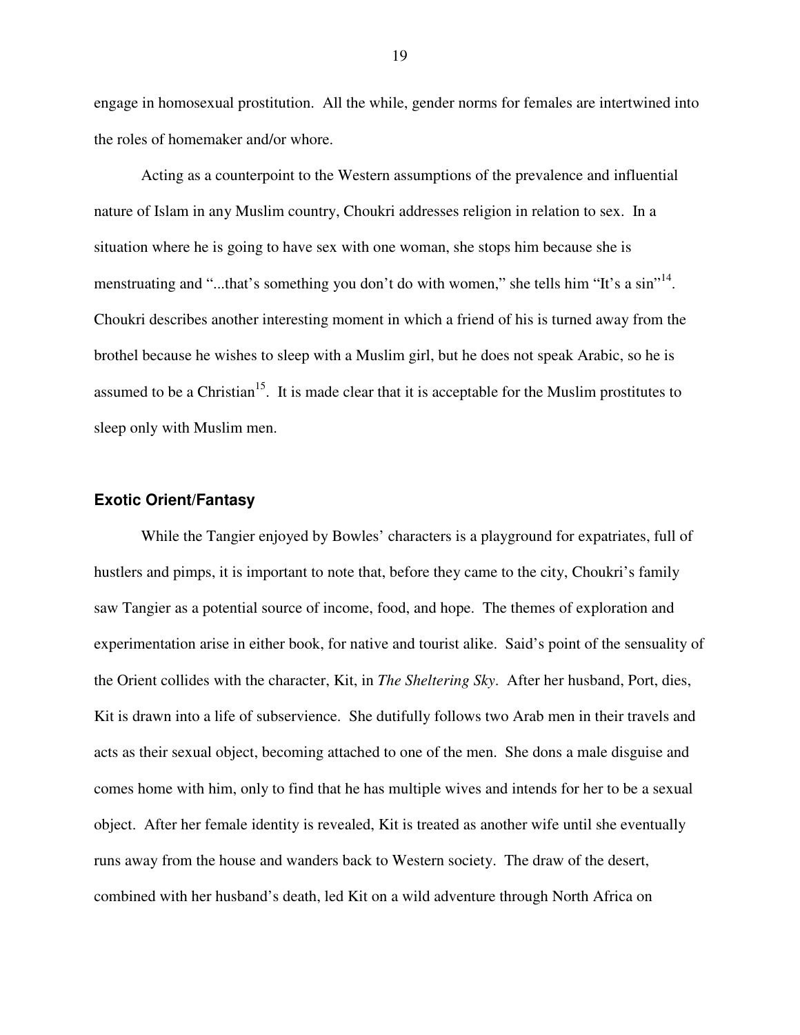engage in homosexual prostitution. All the while, gender norms for females are intertwined into the roles of homemaker and/or whore.

Acting as a counterpoint to the Western assumptions of the prevalence and influential nature of Islam in any Muslim country, Choukri addresses religion in relation to sex. In a situation where he is going to have sex with one woman, she stops him because she is menstruating and "...that's something you don't do with women," she tells him "It's a sin"[14]. Choukri describes another interesting moment in which a friend of his is turned away from the brothel because he wishes to sleep with a Muslim girl, but he does not speak Arabic, so he is assumed to be a Christian[15]. It is made clear that it is acceptable for the Muslim prostitutes to sleep only with Muslim men.

### Exotic Orient/Fantasy

While the Tangier enjoyed by Bowles' characters is a playground for expatriates, full of hustlers and pimps, it is important to note that, before they came to the city, Choukri's family saw Tangier as a potential source of income, food, and hope. The themes of exploration and experimentation arise in either book, for native and tourist alike. Said's point of the sensuality of the Orient collides with the character, Kit, in *The Sheltering Sky*. After her husband, Port, dies, Kit is drawn into a life of subservience. She dutifully follows two Arab men in their travels and acts as their sexual object, becoming attached to one of the men. She dons a male disguise and comes home with him, only to find that he has multiple wives and intends for her to be a sexual object. After her female identity is revealed, Kit is treated as another wife until she eventually runs away from the house and wanders back to Western society. The draw of the desert, combined with her husband's death, led Kit on a wild adventure through North Africa on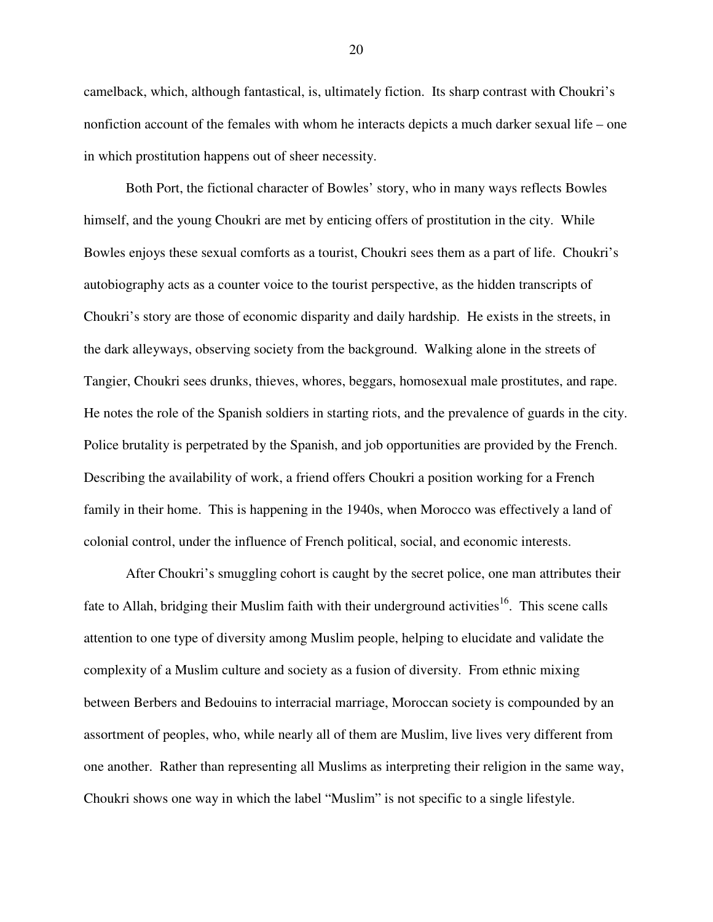camelback, which, although fantastical, is, ultimately fiction. Its sharp contrast with Choukri's nonfiction account of the females with whom he interacts depicts a much darker sexual life – one in which prostitution happens out of sheer necessity.

Both Port, the fictional character of Bowles' story, who in many ways reflects Bowles himself, and the young Choukri are met by enticing offers of prostitution in the city. While Bowles enjoys these sexual comforts as a tourist, Choukri sees them as a part of life. Choukri's autobiography acts as a counter voice to the tourist perspective, as the hidden transcripts of Choukri's story are those of economic disparity and daily hardship. He exists in the streets, in the dark alleyways, observing society from the background. Walking alone in the streets of Tangier, Choukri sees drunks, thieves, whores, beggars, homosexual male prostitutes, and rape. He notes the role of the Spanish soldiers in starting riots, and the prevalence of guards in the city. Police brutality is perpetrated by the Spanish, and job opportunities are provided by the French. Describing the availability of work, a friend offers Choukri a position working for a French family in their home. This is happening in the 1940s, when Morocco was effectively a land of colonial control, under the influence of French political, social, and economic interests.

After Choukri's smuggling cohort is caught by the secret police, one man attributes their fate to Allah, bridging their Muslim faith with their underground activities[16]. This scene calls attention to one type of diversity among Muslim people, helping to elucidate and validate the complexity of a Muslim culture and society as a fusion of diversity. From ethnic mixing between Berbers and Bedouins to interracial marriage, Moroccan society is compounded by an assortment of peoples, who, while nearly all of them are Muslim, live lives very different from one another. Rather than representing all Muslims as interpreting their religion in the same way, Choukri shows one way in which the label "Muslim" is not specific to a single lifestyle.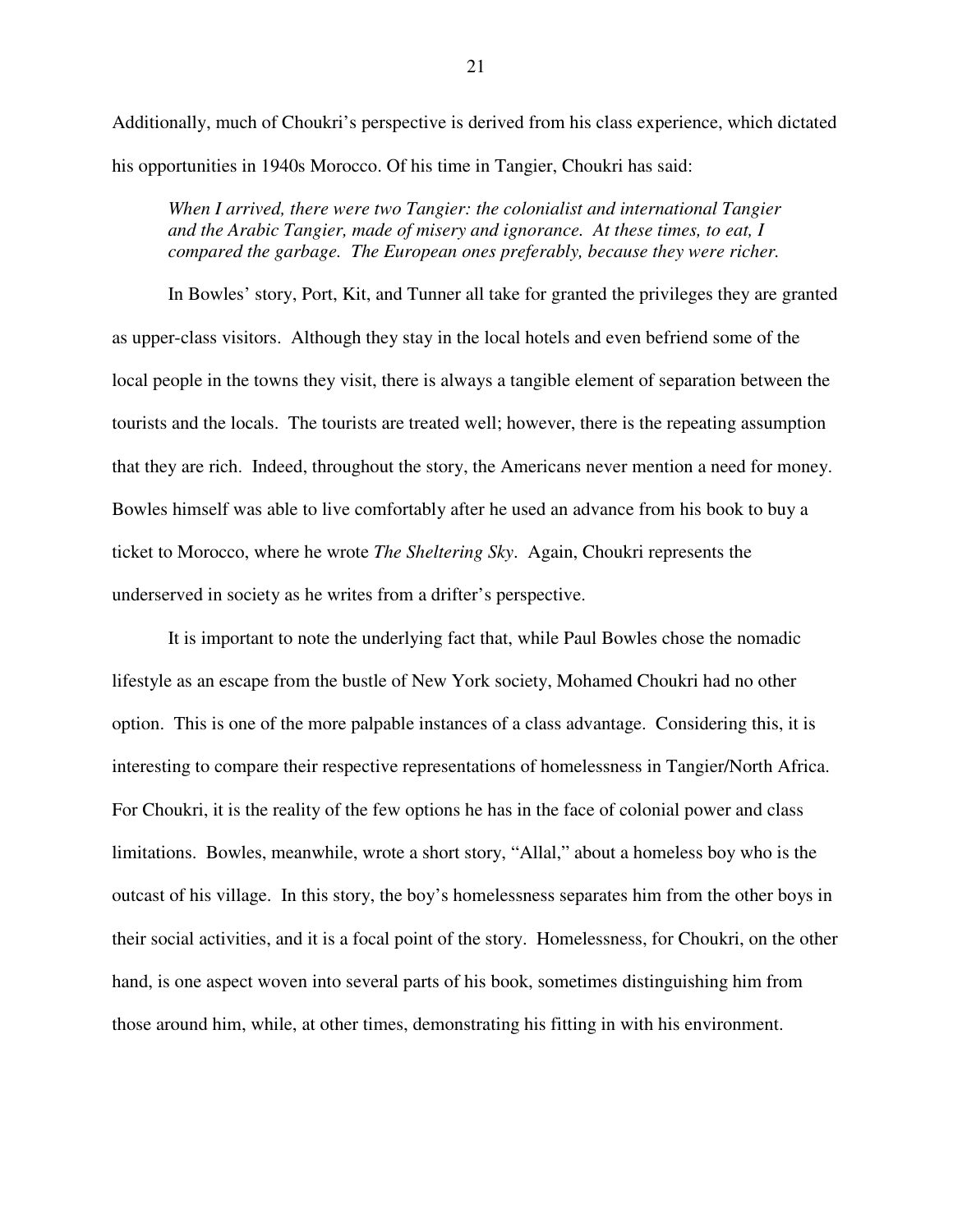Additionally, much of Choukri's perspective is derived from his class experience, which dictated his opportunities in 1940s Morocco. Of his time in Tangier, Choukri has said:

> *When I arrived, there were two Tangier: the colonialist and international Tangier and the Arabic Tangier, made of misery and ignorance. At these times, to eat, I compared the garbage. The European ones preferably, because they were richer.*

In Bowles' story, Port, Kit, and Tunner all take for granted the privileges they are granted as upper-class visitors. Although they stay in the local hotels and even befriend some of the local people in the towns they visit, there is always a tangible element of separation between the tourists and the locals. The tourists are treated well; however, there is the repeating assumption that they are rich. Indeed, throughout the story, the Americans never mention a need for money. Bowles himself was able to live comfortably after he used an advance from his book to buy a ticket to Morocco, where he wrote *The Sheltering Sky*. Again, Choukri represents the underserved in society as he writes from a drifter's perspective.

It is important to note the underlying fact that, while Paul Bowles chose the nomadic lifestyle as an escape from the bustle of New York society, Mohamed Choukri had no other option. This is one of the more palpable instances of a class advantage. Considering this, it is interesting to compare their respective representations of homelessness in Tangier/North Africa. For Choukri, it is the reality of the few options he has in the face of colonial power and class limitations. Bowles, meanwhile, wrote a short story, "Allal," about a homeless boy who is the outcast of his village. In this story, the boy's homelessness separates him from the other boys in their social activities, and it is a focal point of the story. Homelessness, for Choukri, on the other hand, is one aspect woven into several parts of his book, sometimes distinguishing him from those around him, while, at other times, demonstrating his fitting in with his environment.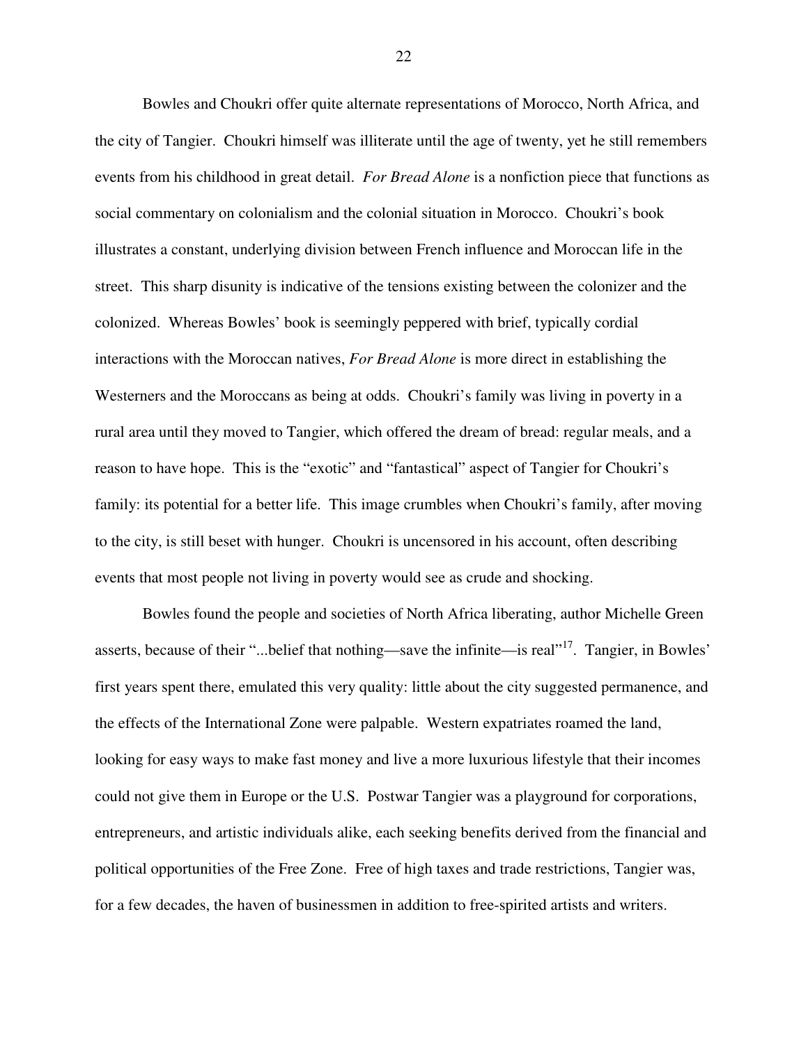Bowles and Choukri offer quite alternate representations of Morocco, North Africa, and the city of Tangier. Choukri himself was illiterate until the age of twenty, yet he still remembers events from his childhood in great detail. *For Bread Alone* is a nonfiction piece that functions as social commentary on colonialism and the colonial situation in Morocco. Choukri's book illustrates a constant, underlying division between French influence and Moroccan life in the street. This sharp disunity is indicative of the tensions existing between the colonizer and the colonized. Whereas Bowles' book is seemingly peppered with brief, typically cordial interactions with the Moroccan natives, *For Bread Alone* is more direct in establishing the Westerners and the Moroccans as being at odds. Choukri's family was living in poverty in a rural area until they moved to Tangier, which offered the dream of bread: regular meals, and a reason to have hope. This is the "exotic" and "fantastical" aspect of Tangier for Choukri's family: its potential for a better life. This image crumbles when Choukri's family, after moving to the city, is still beset with hunger. Choukri is uncensored in his account, often describing events that most people not living in poverty would see as crude and shocking.

Bowles found the people and societies of North Africa liberating, author Michelle Green asserts, because of their "...belief that nothing—save the infinite—is real"[17]. Tangier, in Bowles' first years spent there, emulated this very quality: little about the city suggested permanence, and the effects of the International Zone were palpable. Western expatriates roamed the land, looking for easy ways to make fast money and live a more luxurious lifestyle that their incomes could not give them in Europe or the U.S. Postwar Tangier was a playground for corporations, entrepreneurs, and artistic individuals alike, each seeking benefits derived from the financial and political opportunities of the Free Zone. Free of high taxes and trade restrictions, Tangier was, for a few decades, the haven of businessmen in addition to free-spirited artists and writers.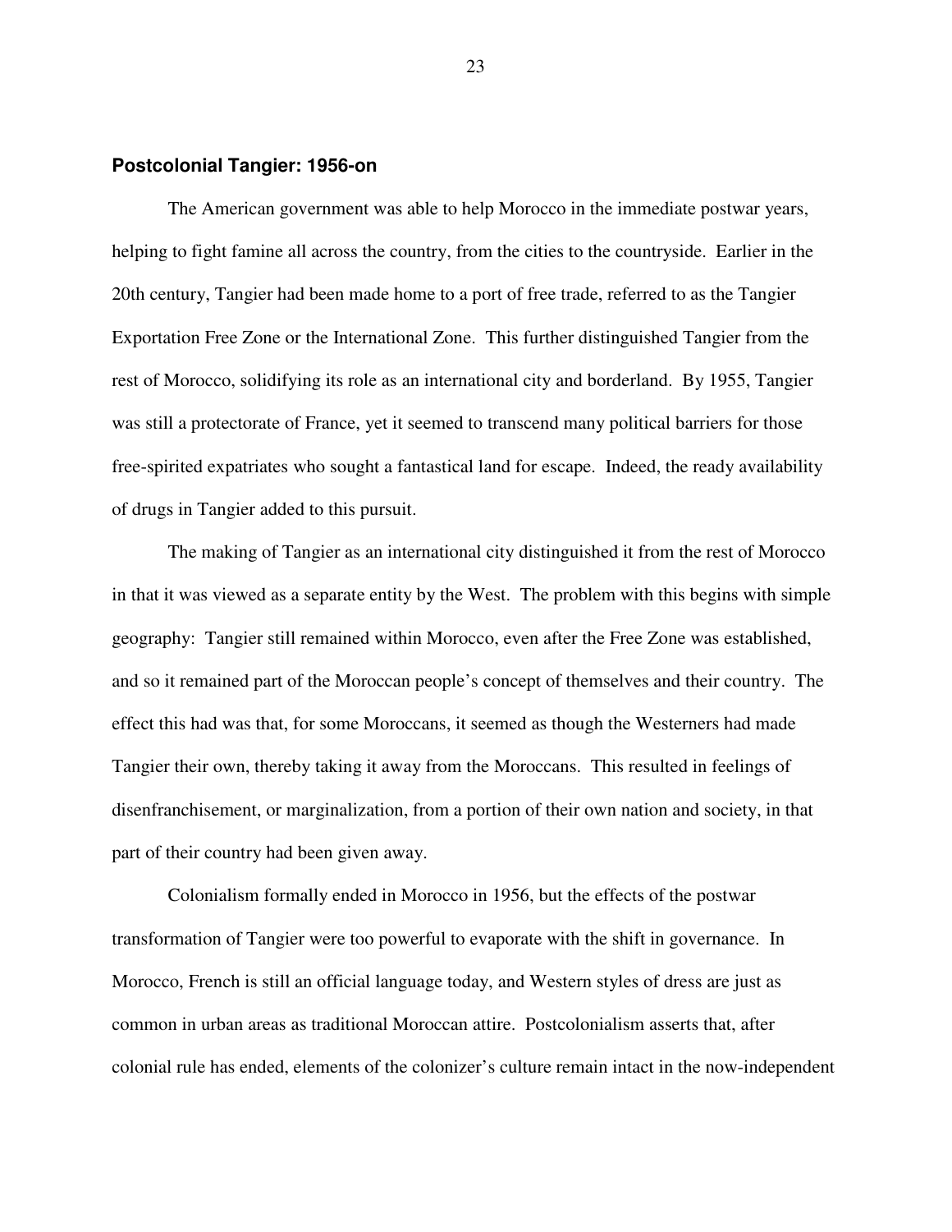## Postcolonial Tangier: 1956-on

The American government was able to help Morocco in the immediate postwar years, helping to fight famine all across the country, from the cities to the countryside. Earlier in the 20th century, Tangier had been made home to a port of free trade, referred to as the Tangier Exportation Free Zone or the International Zone. This further distinguished Tangier from the rest of Morocco, solidifying its role as an international city and borderland. By 1955, Tangier was still a protectorate of France, yet it seemed to transcend many political barriers for those free-spirited expatriates who sought a fantastical land for escape. Indeed, the ready availability of drugs in Tangier added to this pursuit.

The making of Tangier as an international city distinguished it from the rest of Morocco in that it was viewed as a separate entity by the West. The problem with this begins with simple geography: Tangier still remained within Morocco, even after the Free Zone was established, and so it remained part of the Moroccan people's concept of themselves and their country. The effect this had was that, for some Moroccans, it seemed as though the Westerners had made Tangier their own, thereby taking it away from the Moroccans. This resulted in feelings of disenfranchisement, or marginalization, from a portion of their own nation and society, in that part of their country had been given away.

Colonialism formally ended in Morocco in 1956, but the effects of the postwar transformation of Tangier were too powerful to evaporate with the shift in governance. In Morocco, French is still an official language today, and Western styles of dress are just as common in urban areas as traditional Moroccan attire. Postcolonialism asserts that, after colonial rule has ended, elements of the colonizer's culture remain intact in the now-independent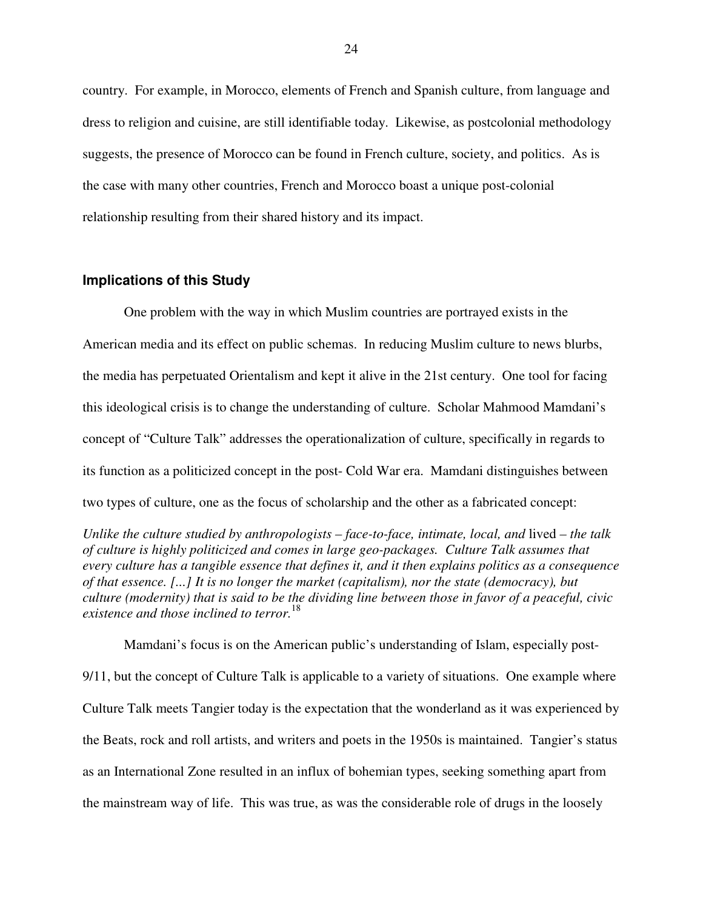country. For example, in Morocco, elements of French and Spanish culture, from language and dress to religion and cuisine, are still identifiable today. Likewise, as postcolonial methodology suggests, the presence of Morocco can be found in French culture, society, and politics. As is the case with many other countries, French and Morocco boast a unique post-colonial relationship resulting from their shared history and its impact.

### Implications of this Study

One problem with the way in which Muslim countries are portrayed exists in the American media and its effect on public schemas. In reducing Muslim culture to news blurbs, the media has perpetuated Orientalism and kept it alive in the 21st century. One tool for facing this ideological crisis is to change the understanding of culture. Scholar Mahmood Mamdani's concept of "Culture Talk" addresses the operationalization of culture, specifically in regards to its function as a politicized concept in the post- Cold War era. Mamdani distinguishes between two types of culture, one as the focus of scholarship and the other as a fabricated concept:

> *Unlike the culture studied by anthropologists – face-to-face, intimate, local, and* lived *– the talk of culture is highly politicized and comes in large geo-packages. Culture Talk assumes that every culture has a tangible essence that defines it, and it then explains politics as a consequence of that essence. [...] It is no longer the market (capitalism), nor the state (democracy), but culture (modernity) that is said to be the dividing line between those in favor of a peaceful, civic existence and those inclined to terror.*[18]

Mamdani's focus is on the American public's understanding of Islam, especially post-9/11, but the concept of Culture Talk is applicable to a variety of situations. One example where Culture Talk meets Tangier today is the expectation that the wonderland as it was experienced by the Beats, rock and roll artists, and writers and poets in the 1950s is maintained. Tangier's status as an International Zone resulted in an influx of bohemian types, seeking something apart from the mainstream way of life. This was true, as was the considerable role of drugs in the loosely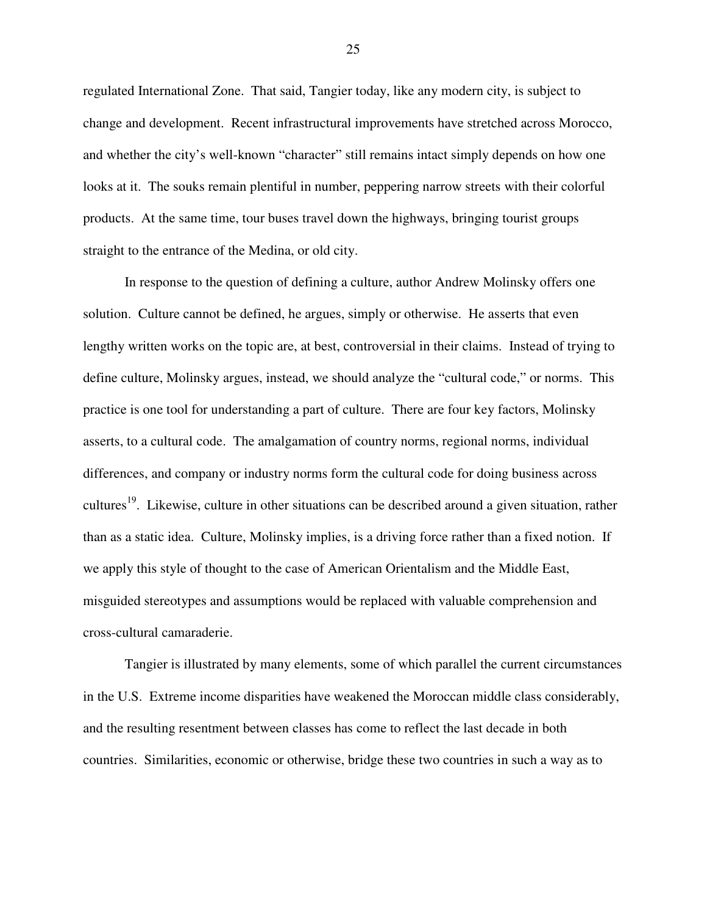regulated International Zone. That said, Tangier today, like any modern city, is subject to change and development. Recent infrastructural improvements have stretched across Morocco, and whether the city's well-known "character" still remains intact simply depends on how one looks at it. The souks remain plentiful in number, peppering narrow streets with their colorful products. At the same time, tour buses travel down the highways, bringing tourist groups straight to the entrance of the Medina, or old city.

In response to the question of defining a culture, author Andrew Molinsky offers one solution. Culture cannot be defined, he argues, simply or otherwise. He asserts that even lengthy written works on the topic are, at best, controversial in their claims. Instead of trying to define culture, Molinsky argues, instead, we should analyze the "cultural code," or norms. This practice is one tool for understanding a part of culture. There are four key factors, Molinsky asserts, to a cultural code. The amalgamation of country norms, regional norms, individual differences, and company or industry norms form the cultural code for doing business across cultures[19]. Likewise, culture in other situations can be described around a given situation, rather than as a static idea. Culture, Molinsky implies, is a driving force rather than a fixed notion. If we apply this style of thought to the case of American Orientalism and the Middle East, misguided stereotypes and assumptions would be replaced with valuable comprehension and cross-cultural camaraderie.

Tangier is illustrated by many elements, some of which parallel the current circumstances in the U.S. Extreme income disparities have weakened the Moroccan middle class considerably, and the resulting resentment between classes has come to reflect the last decade in both countries. Similarities, economic or otherwise, bridge these two countries in such a way as to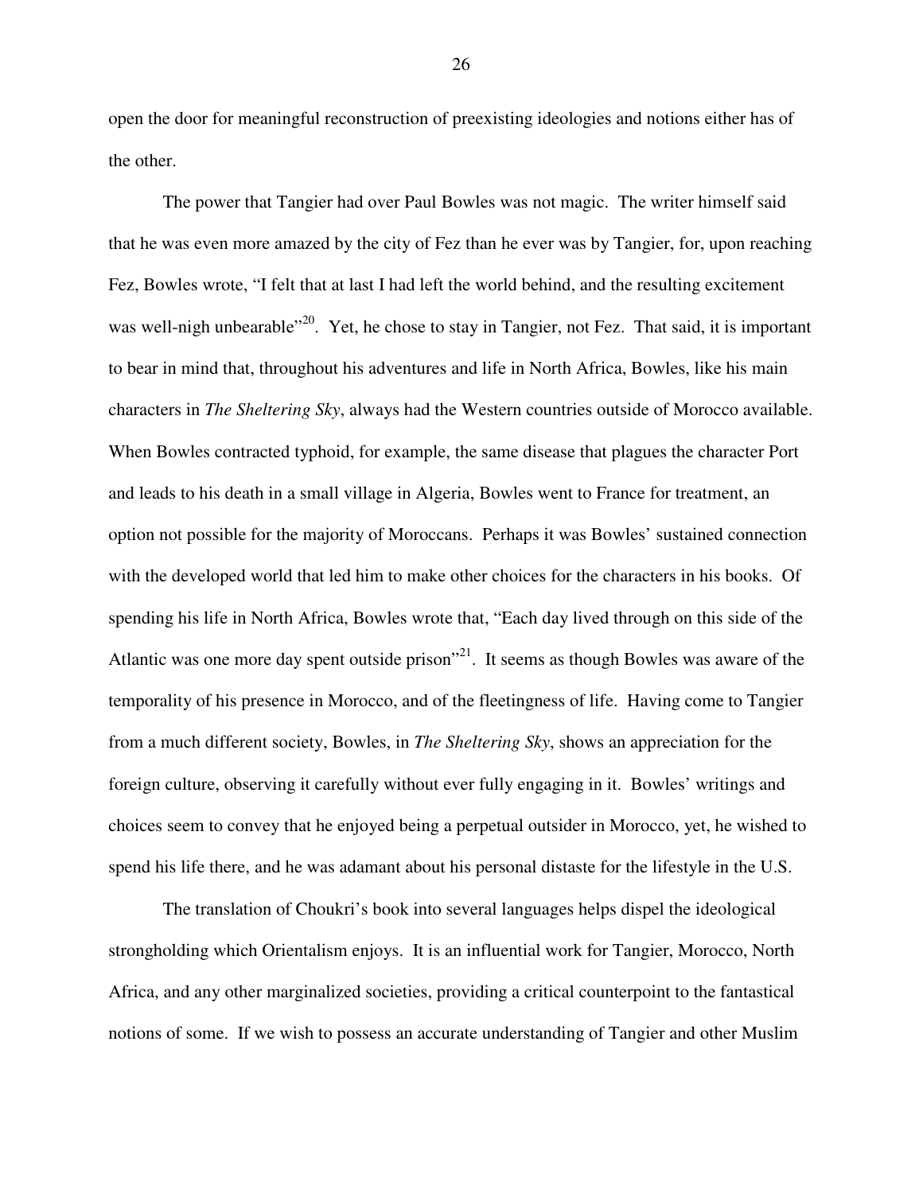open the door for meaningful reconstruction of preexisting ideologies and notions either has of the other.

The power that Tangier had over Paul Bowles was not magic. The writer himself said that he was even more amazed by the city of Fez than he ever was by Tangier, for, upon reaching Fez, Bowles wrote, “I felt that at last I had left the world behind, and the resulting excitement was well-nigh unbearable”[20]. Yet, he chose to stay in Tangier, not Fez. That said, it is important to bear in mind that, throughout his adventures and life in North Africa, Bowles, like his main characters in *The Sheltering Sky*, always had the Western countries outside of Morocco available. When Bowles contracted typhoid, for example, the same disease that plagues the character Port and leads to his death in a small village in Algeria, Bowles went to France for treatment, an option not possible for the majority of Moroccans. Perhaps it was Bowles’ sustained connection with the developed world that led him to make other choices for the characters in his books. Of spending his life in North Africa, Bowles wrote that, “Each day lived through on this side of the Atlantic was one more day spent outside prison”[21]. It seems as though Bowles was aware of the temporality of his presence in Morocco, and of the fleetingness of life. Having come to Tangier from a much different society, Bowles, in *The Sheltering Sky*, shows an appreciation for the foreign culture, observing it carefully without ever fully engaging in it. Bowles’ writings and choices seem to convey that he enjoyed being a perpetual outsider in Morocco, yet, he wished to spend his life there, and he was adamant about his personal distaste for the lifestyle in the U.S.

The translation of Choukri’s book into several languages helps dispel the ideological strongholding which Orientalism enjoys. It is an influential work for Tangier, Morocco, North Africa, and any other marginalized societies, providing a critical counterpoint to the fantastical notions of some. If we wish to possess an accurate understanding of Tangier and other Muslim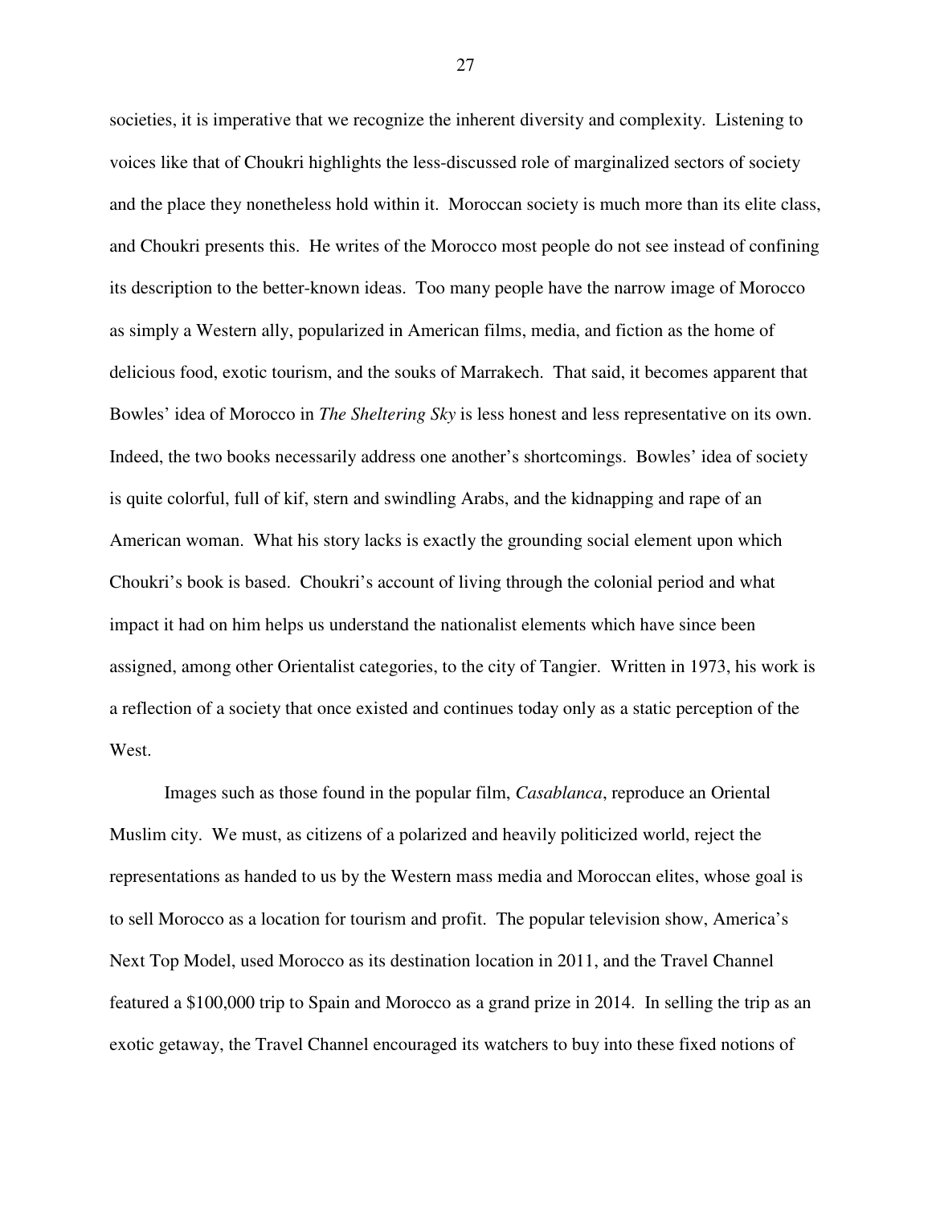societies, it is imperative that we recognize the inherent diversity and complexity. Listening to voices like that of Choukri highlights the less-discussed role of marginalized sectors of society and the place they nonetheless hold within it. Moroccan society is much more than its elite class, and Choukri presents this. He writes of the Morocco most people do not see instead of confining its description to the better-known ideas. Too many people have the narrow image of Morocco as simply a Western ally, popularized in American films, media, and fiction as the home of delicious food, exotic tourism, and the souks of Marrakech. That said, it becomes apparent that Bowles' idea of Morocco in *The Sheltering Sky* is less honest and less representative on its own. Indeed, the two books necessarily address one another's shortcomings. Bowles' idea of society is quite colorful, full of kif, stern and swindling Arabs, and the kidnapping and rape of an American woman. What his story lacks is exactly the grounding social element upon which Choukri's book is based. Choukri's account of living through the colonial period and what impact it had on him helps us understand the nationalist elements which have since been assigned, among other Orientalist categories, to the city of Tangier. Written in 1973, his work is a reflection of a society that once existed and continues today only as a static perception of the West.

Images such as those found in the popular film, *Casablanca*, reproduce an Oriental Muslim city. We must, as citizens of a polarized and heavily politicized world, reject the representations as handed to us by the Western mass media and Moroccan elites, whose goal is to sell Morocco as a location for tourism and profit. The popular television show, America's Next Top Model, used Morocco as its destination location in 2011, and the Travel Channel featured a $100,000 trip to Spain and Morocco as a grand prize in 2014. In selling the trip as an exotic getaway, the Travel Channel encouraged its watchers to buy into these fixed notions of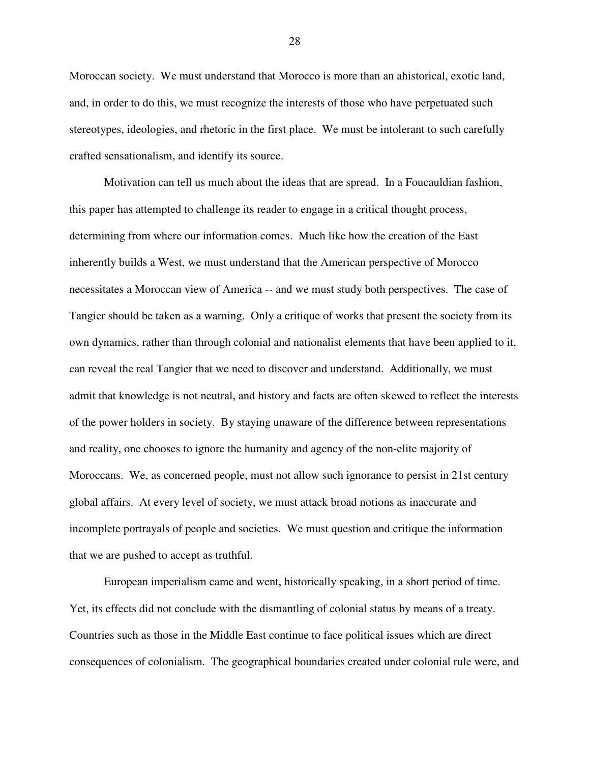Moroccan society. We must understand that Morocco is more than an ahistorical, exotic land, and, in order to do this, we must recognize the interests of those who have perpetuated such stereotypes, ideologies, and rhetoric in the first place. We must be intolerant to such carefully crafted sensationalism, and identify its source.

Motivation can tell us much about the ideas that are spread. In a Foucauldian fashion, this paper has attempted to challenge its reader to engage in a critical thought process, determining from where our information comes. Much like how the creation of the East inherently builds a West, we must understand that the American perspective of Morocco necessitates a Moroccan view of America -- and we must study both perspectives. The case of Tangier should be taken as a warning. Only a critique of works that present the society from its own dynamics, rather than through colonial and nationalist elements that have been applied to it, can reveal the real Tangier that we need to discover and understand. Additionally, we must admit that knowledge is not neutral, and history and facts are often skewed to reflect the interests of the power holders in society. By staying unaware of the difference between representations and reality, one chooses to ignore the humanity and agency of the non-elite majority of Moroccans. We, as concerned people, must not allow such ignorance to persist in 21st century global affairs. At every level of society, we must attack broad notions as inaccurate and incomplete portrayals of people and societies. We must question and critique the information that we are pushed to accept as truthful.

European imperialism came and went, historically speaking, in a short period of time. Yet, its effects did not conclude with the dismantling of colonial status by means of a treaty. Countries such as those in the Middle East continue to face political issues which are direct consequences of colonialism. The geographical boundaries created under colonial rule were, and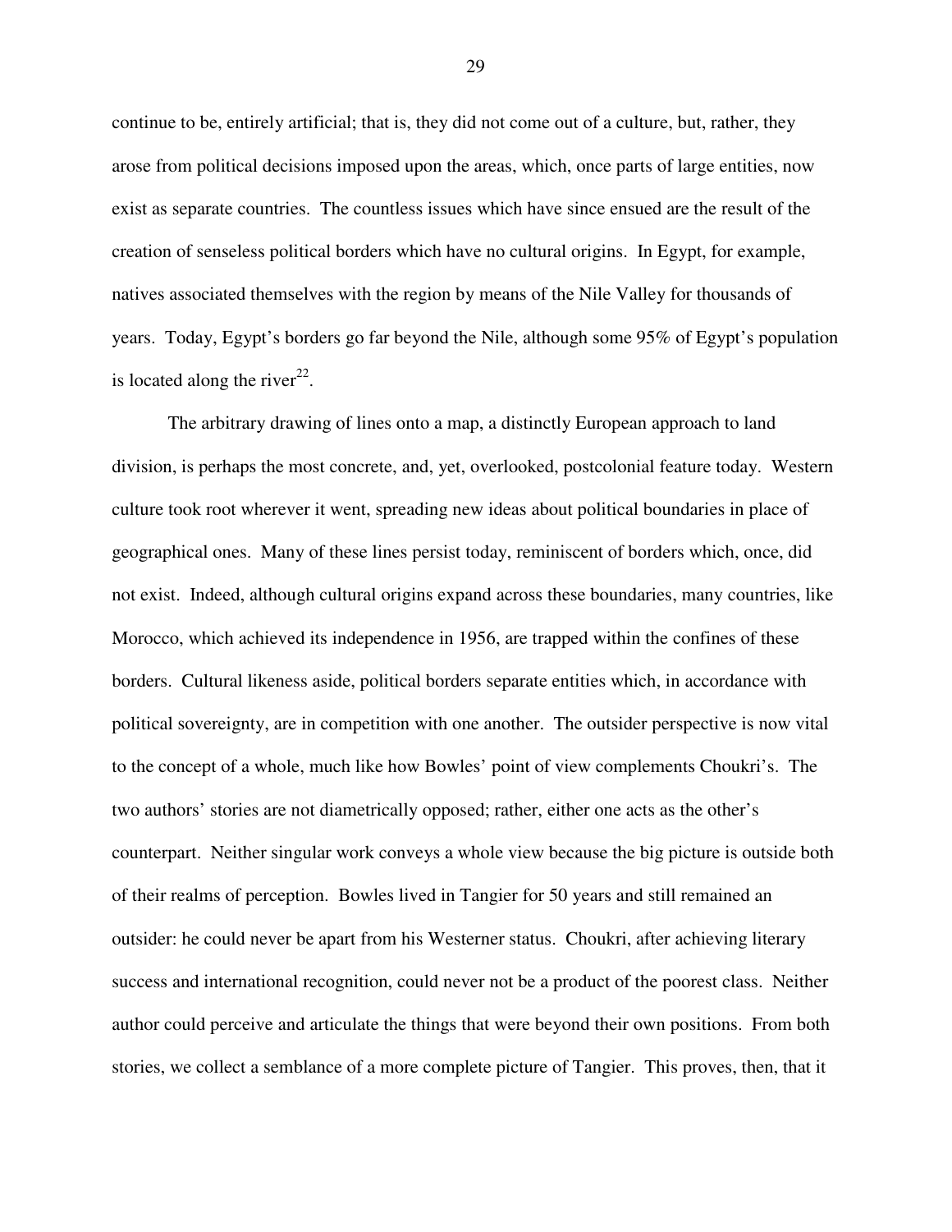continue to be, entirely artificial; that is, they did not come out of a culture, but, rather, they arose from political decisions imposed upon the areas, which, once parts of large entities, now exist as separate countries. The countless issues which have since ensued are the result of the creation of senseless political borders which have no cultural origins. In Egypt, for example, natives associated themselves with the region by means of the Nile Valley for thousands of years. Today, Egypt's borders go far beyond the Nile, although some 95% of Egypt's population is located along the river[22].

The arbitrary drawing of lines onto a map, a distinctly European approach to land division, is perhaps the most concrete, and, yet, overlooked, postcolonial feature today. Western culture took root wherever it went, spreading new ideas about political boundaries in place of geographical ones. Many of these lines persist today, reminiscent of borders which, once, did not exist. Indeed, although cultural origins expand across these boundaries, many countries, like Morocco, which achieved its independence in 1956, are trapped within the confines of these borders. Cultural likeness aside, political borders separate entities which, in accordance with political sovereignty, are in competition with one another. The outsider perspective is now vital to the concept of a whole, much like how Bowles' point of view complements Choukri's. The two authors' stories are not diametrically opposed; rather, either one acts as the other's counterpart. Neither singular work conveys a whole view because the big picture is outside both of their realms of perception. Bowles lived in Tangier for 50 years and still remained an outsider: he could never be apart from his Westerner status. Choukri, after achieving literary success and international recognition, could never not be a product of the poorest class. Neither author could perceive and articulate the things that were beyond their own positions. From both stories, we collect a semblance of a more complete picture of Tangier. This proves, then, that it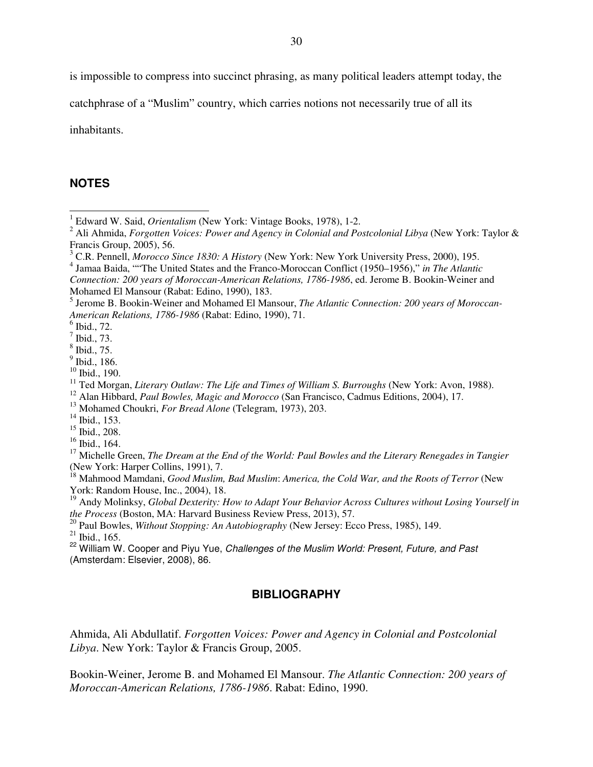is impossible to compress into succinct phrasing, as many political leaders attempt today, the catchphrase of a "Muslim" country, which carries notions not necessarily true of all its inhabitants.

## NOTES

[1] Edward W. Said, *Orientalism* (New York: Vintage Books, 1978), 1-2.
[2] Ali Ahmida, *Forgotten Voices: Power and Agency in Colonial and Postcolonial Libya* (New York: Taylor & Francis Group, 2005), 56.
[3] C.R. Pennell, *Morocco Since 1830: A History* (New York: New York University Press, 2000), 195.
[4] Jamaa Baida, ""The United States and the Franco-Moroccan Conflict (1950–1956)," *in The Atlantic Connection: 200 years of Moroccan-American Relations, 1786-1986*, ed. Jerome B. Bookin-Weiner and Mohamed El Mansour (Rabat: Edino, 1990), 183.
[5] Jerome B. Bookin-Weiner and Mohamed El Mansour, *The Atlantic Connection: 200 years of Moroccan-American Relations, 1786-1986* (Rabat: Edino, 1990), 71.
[6] Ibid., 72.
[7] Ibid., 73.
[8] Ibid., 75.
[9] Ibid., 186.
[10] Ibid., 190.
[11] Ted Morgan, *Literary Outlaw: The Life and Times of William S. Burroughs* (New York: Avon, 1988).
[12] Alan Hibbard, *Paul Bowles, Magic and Morocco* (San Francisco, Cadmus Editions, 2004), 17.
[13] Mohamed Choukri, *For Bread Alone* (Telegram, 1973), 203.
[14] Ibid., 153.
[15] Ibid., 208.
[16] Ibid., 164.
[17] Michelle Green, *The Dream at the End of the World: Paul Bowles and the Literary Renegades in Tangier* (New York: Harper Collins, 1991), 7.
[18] Mahmood Mamdani, *Good Muslim, Bad Muslim*: *America, the Cold War, and the Roots of Terror* (New York: Random House, Inc., 2004), 18.
[19] Andy Molinksy, *Global Dexterity: How to Adapt Your Behavior Across Cultures without Losing Yourself in the Process* (Boston, MA: Harvard Business Review Press, 2013), 57.
[20] Paul Bowles, *Without Stopping: An Autobiography* (New Jersey: Ecco Press, 1985), 149.
[21] Ibid., 165.
[22] William W. Cooper and Piyu Yue, *Challenges of the Muslim World: Present, Future, and Past* (Amsterdam: Elsevier, 2008), 86.

## BIBLIOGRAPHY

Ahmida, Ali Abdullatif. *Forgotten Voices: Power and Agency in Colonial and Postcolonial Libya*. New York: Taylor & Francis Group, 2005.

Bookin-Weiner, Jerome B. and Mohamed El Mansour. *The Atlantic Connection: 200 years of Moroccan-American Relations, 1786-1986*. Rabat: Edino, 1990.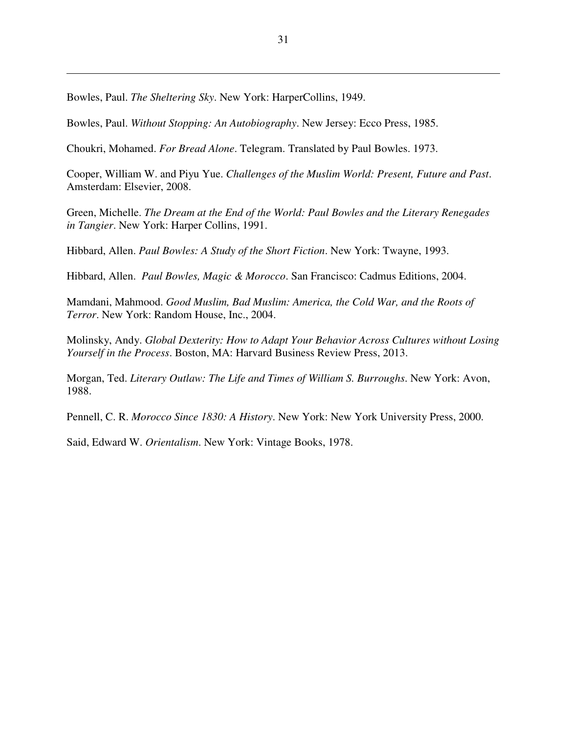Bowles, Paul. *The Sheltering Sky*. New York: HarperCollins, 1949.

Bowles, Paul. *Without Stopping: An Autobiography*. New Jersey: Ecco Press, 1985.

Choukri, Mohamed. *For Bread Alone*. Telegram. Translated by Paul Bowles. 1973.

Cooper, William W. and Piyu Yue. *Challenges of the Muslim World: Present, Future and Past*. Amsterdam: Elsevier, 2008.

Green, Michelle. *The Dream at the End of the World: Paul Bowles and the Literary Renegades in Tangier*. New York: Harper Collins, 1991.

Hibbard, Allen. *Paul Bowles: A Study of the Short Fiction*. New York: Twayne, 1993.

Hibbard, Allen. *Paul Bowles, Magic & Morocco*. San Francisco: Cadmus Editions, 2004.

Mamdani, Mahmood. *Good Muslim, Bad Muslim: America, the Cold War, and the Roots of Terror*. New York: Random House, Inc., 2004.

Molinsky, Andy. *Global Dexterity: How to Adapt Your Behavior Across Cultures without Losing Yourself in the Process*. Boston, MA: Harvard Business Review Press, 2013.

Morgan, Ted. *Literary Outlaw: The Life and Times of William S. Burroughs*. New York: Avon, 1988.

Pennell, C. R. *Morocco Since 1830: A History*. New York: New York University Press, 2000.

Said, Edward W. *Orientalism*. New York: Vintage Books, 1978.